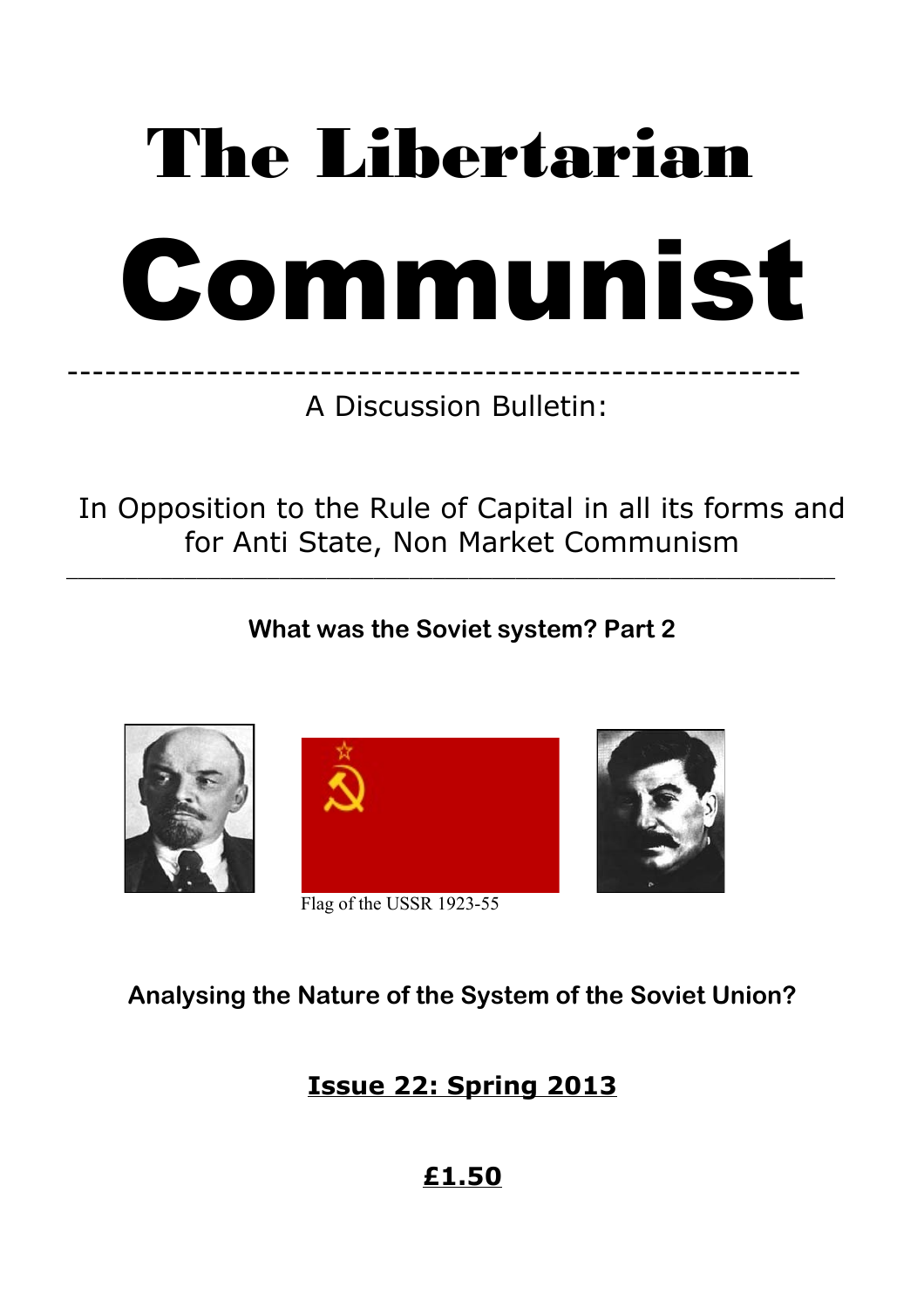# The Libertarian Communist

A Discussion Bulletin:

In Opposition to the Rule of Capital in all its forms and for Anti State, Non Market Communism

---

**What was the Soviet system? Part 2**

Flag of the USSR 1923-55

**Analysing the Nature of the System of the Soviet Union?**

**Issue 22: Spring 2013**

**£1.50**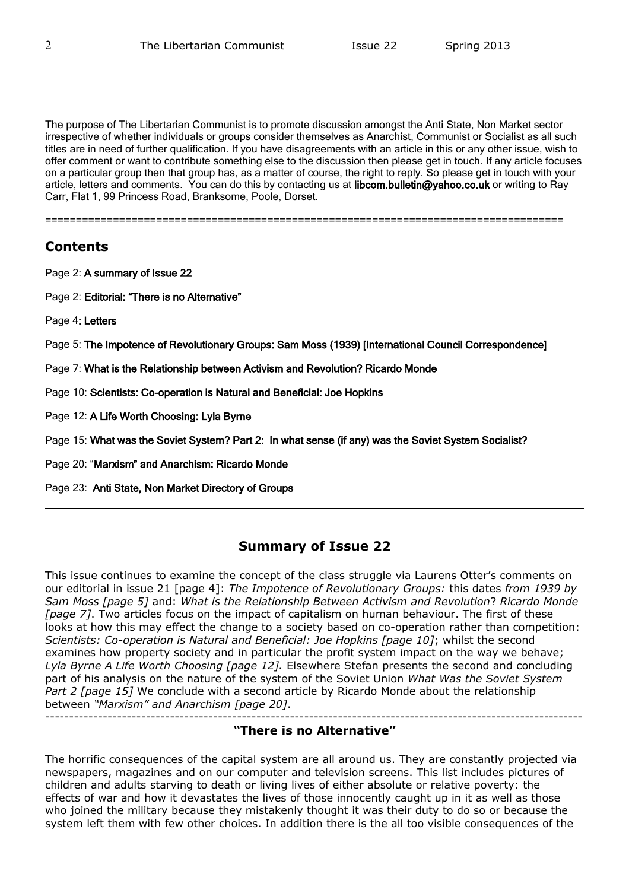The purpose of The Libertarian Communist is to promote discussion amongst the Anti State, Non Market sector irrespective of whether individuals or groups consider themselves as Anarchist, Communist or Socialist as all such titles are in need of further qualification. If you have disagreements with an article in this or any other issue, wish to offer comment or want to contribute something else to the discussion then please get in touch. If any article focuses on a particular group then that group has, as a matter of course, the right to reply. So please get in touch with your article, letters and comments. You can do this by contacting us at **libcom.bulletin@yahoo.co.uk** or writing to Ray Carr, Flat 1, 99 Princess Road, Branksome, Poole, Dorset.

---

## Contents

Page 2: **A summary of Issue 22**

Page 2: **Editorial: "There is no Alternative"**

Page 4**: Letters**

Page 5: **The Impotence of Revolutionary Groups: Sam Moss (1939) [International Council Correspondence]**

Page 7: **What is the Relationship between Activism and Revolution? Ricardo Monde**

Page 10: **Scientists: Co-operation is Natural and Beneficial: Joe Hopkins**

Page 12: **A Life Worth Choosing: Lyla Byrne**

Page 15: **What was the Soviet System? Part 2: In what sense (if any) was the Soviet System Socialist?**

Page 20: "**Marxism" and Anarchism: Ricardo Monde**

Page 23: **Anti State, Non Market Directory of Groups**

---

## Summary of Issue 22

This issue continues to examine the concept of the class struggle via Laurens Otter's comments on our editorial in issue 21 [page 4]: *The Impotence of Revolutionary Groups:* this dates *from 1939 by Sam Moss [page 5]* and: *What is the Relationship Between Activism and Revolution*? *Ricardo Monde [page 7]*. Two articles focus on the impact of capitalism on human behaviour. The first of these looks at how this may effect the change to a society based on co-operation rather than competition: *Scientists: Co-operation is Natural and Beneficial: Joe Hopkins [page 10]*; whilst the second examines how property society and in particular the profit system impact on the way we behave; *Lyla Byrne A Life Worth Choosing [page 12].* Elsewhere Stefan presents the second and concluding part of his analysis on the nature of the system of the Soviet Union *What Was the Soviet System Part 2 [page 15]* We conclude with a second article by Ricardo Monde about the relationship between *"Marxism" and Anarchism [page 20]*.

---

## "There is no Alternative"

The horrific consequences of the capital system are all around us. They are constantly projected via newspapers, magazines and on our computer and television screens. This list includes pictures of children and adults starving to death or living lives of either absolute or relative poverty: the effects of war and how it devastates the lives of those innocently caught up in it as well as those who joined the military because they mistakenly thought it was their duty to do so or because the system left them with few other choices. In addition there is the all too visible consequences of the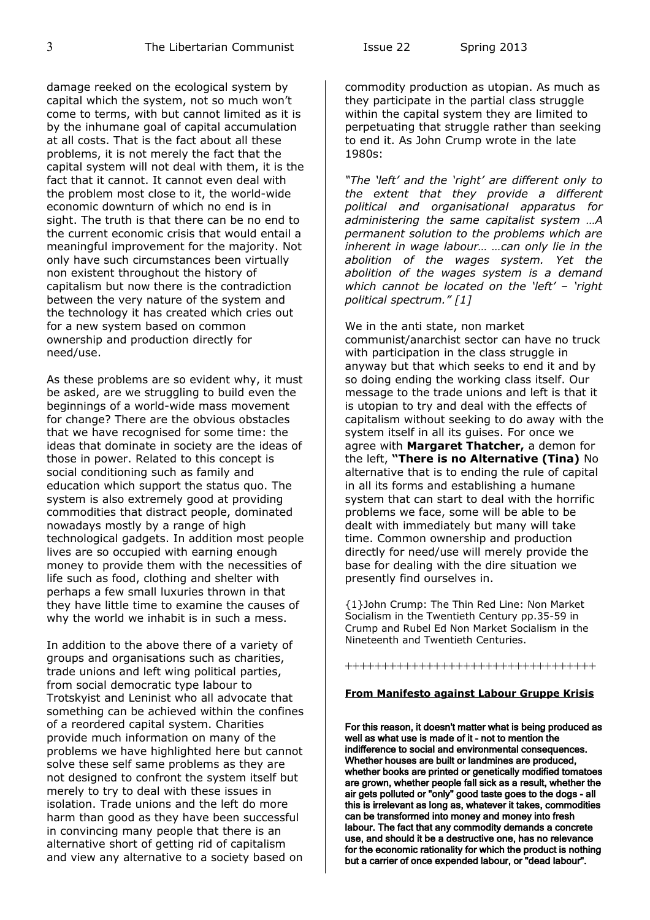damage reeked on the ecological system by capital which the system, not so much won't come to terms, with but cannot limited as it is by the inhumane goal of capital accumulation at all costs. That is the fact about all these problems, it is not merely the fact that the capital system will not deal with them, it is the fact that it cannot. It cannot even deal with the problem most close to it, the world-wide economic downturn of which no end is in sight. The truth is that there can be no end to the current economic crisis that would entail a meaningful improvement for the majority. Not only have such circumstances been virtually non existent throughout the history of capitalism but now there is the contradiction between the very nature of the system and the technology it has created which cries out for a new system based on common ownership and production directly for need/use.

As these problems are so evident why, it must be asked, are we struggling to build even the beginnings of a world-wide mass movement for change? There are the obvious obstacles that we have recognised for some time: the ideas that dominate in society are the ideas of those in power. Related to this concept is social conditioning such as family and education which support the status quo. The system is also extremely good at providing commodities that distract people, dominated nowadays mostly by a range of high technological gadgets. In addition most people lives are so occupied with earning enough money to provide them with the necessities of life such as food, clothing and shelter with perhaps a few small luxuries thrown in that they have little time to examine the causes of why the world we inhabit is in such a mess.

In addition to the above there of a variety of groups and organisations such as charities, trade unions and left wing political parties, from social democratic type labour to Trotskyist and Leninist who all advocate that something can be achieved within the confines of a reordered capital system. Charities provide much information on many of the problems we have highlighted here but cannot solve these self same problems as they are not designed to confront the system itself but merely to try to deal with these issues in isolation. Trade unions and the left do more harm than good as they have been successful in convincing many people that there is an alternative short of getting rid of capitalism and view any alternative to a society based on commodity production as utopian. As much as they participate in the partial class struggle within the capital system they are limited to perpetuating that struggle rather than seeking to end it. As John Crump wrote in the late 1980s:

*"The 'left' and the 'right' are different only to the extent that they provide a different political and organisational apparatus for administering the same capitalist system …A permanent solution to the problems which are inherent in wage labour… …can only lie in the abolition of the wages system. Yet the abolition of the wages system is a demand which cannot be located on the 'left' – 'right political spectrum." [1]*

We in the anti state, non market communist/anarchist sector can have no truck with participation in the class struggle in anyway but that which seeks to end it and by so doing ending the working class itself. Our message to the trade unions and left is that it is utopian to try and deal with the effects of capitalism without seeking to do away with the system itself in all its guises. For once we agree with **Margaret Thatcher,** a demon for the left, **"There is no Alternative (Tina)** No alternative that is to ending the rule of capital in all its forms and establishing a humane system that can start to deal with the horrific problems we face, some will be able to be dealt with immediately but many will take time. Common ownership and production directly for need/use will merely provide the base for dealing with the dire situation we presently find ourselves in.

{1}John Crump: The Thin Red Line: Non Market Socialism in the Twentieth Century pp.35-59 in Crump and Rubel Ed Non Market Socialism in the Nineteenth and Twentieth Centuries.

++++++++++++++++++++++++++++++++++

**From Manifesto against Labour Gruppe Krisis**

**For this reason, it doesn't matter what is being produced as well as what use is made of it - not to mention the indifference to social and environmental consequences. Whether houses are built or landmines are produced, whether books are printed or genetically modified tomatoes are grown, whether people fall sick as a result, whether the air gets polluted or "only" good taste goes to the dogs - all this is irrelevant as long as, whatever it takes, commodities can be transformed into money and money into fresh labour. The fact that any commodity demands a concrete use, and should it be a destructive one, has no relevance for the economic rationality for which the product is nothing but a carrier of once expended labour, or "dead labour".**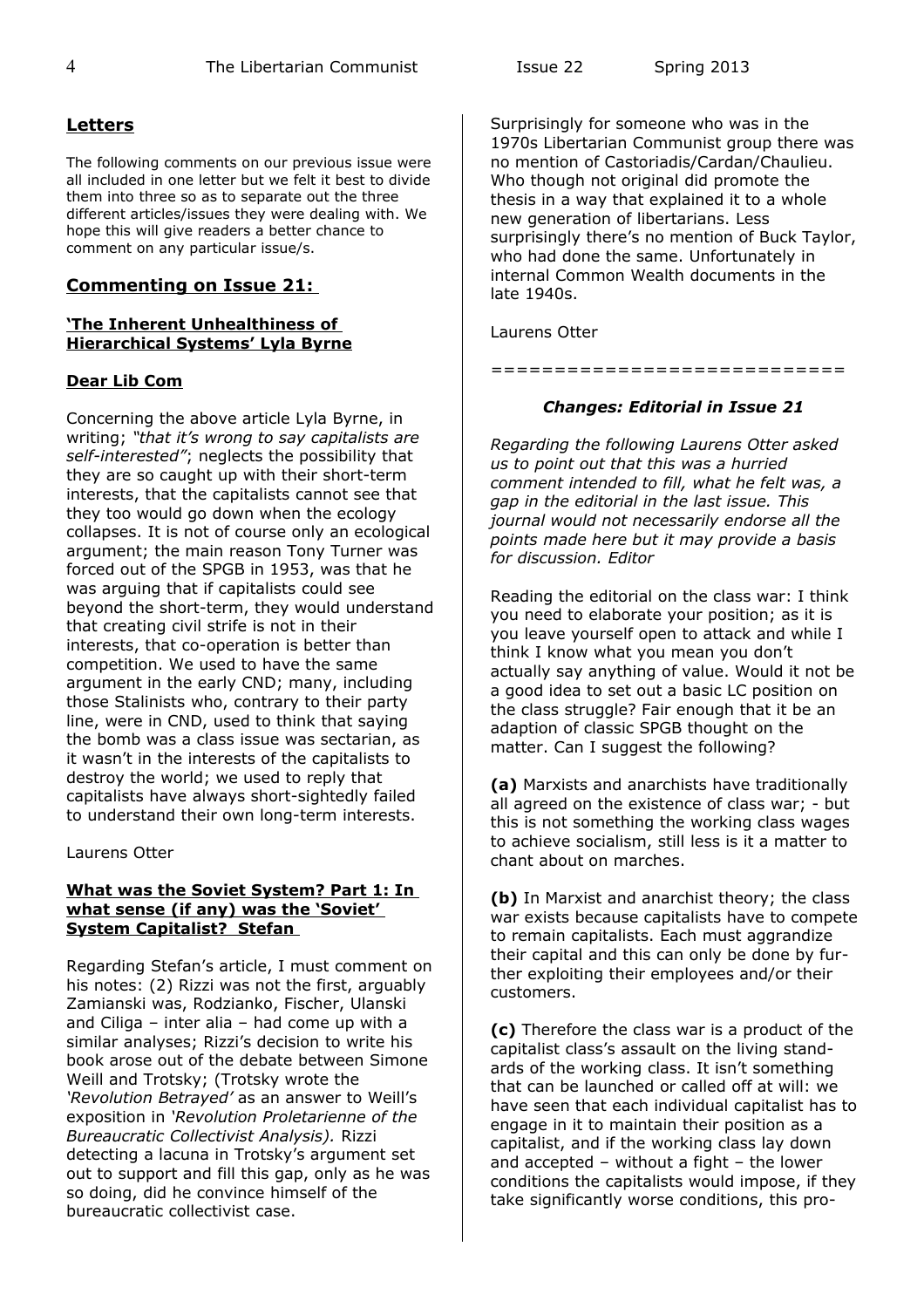## Letters

The following comments on our previous issue were all included in one letter but we felt it best to divide them into three so as to separate out the three different articles/issues they were dealing with. We hope this will give readers a better chance to comment on any particular issue/s.

## Commenting on Issue 21:

### 'The Inherent Unhealthiness of Hierarchical Systems' Lyla Byrne

**Dear Lib Com**

Concerning the above article Lyla Byrne, in writing; *"that it's wrong to say capitalists are self-interested"*; neglects the possibility that they are so caught up with their short-term interests, that the capitalists cannot see that they too would go down when the ecology collapses. It is not of course only an ecological argument; the main reason Tony Turner was forced out of the SPGB in 1953, was that he was arguing that if capitalists could see beyond the short-term, they would understand that creating civil strife is not in their interests, that co-operation is better than competition. We used to have the same argument in the early CND; many, including those Stalinists who, contrary to their party line, were in CND, used to think that saying the bomb was a class issue was sectarian, as it wasn't in the interests of the capitalists to destroy the world; we used to reply that capitalists have always short-sightedly failed to understand their own long-term interests.

Laurens Otter

### What was the Soviet System? Part 1: In what sense (if any) was the 'Soviet' System Capitalist? Stefan

Regarding Stefan's article, I must comment on his notes: (2) Rizzi was not the first, arguably Zamianski was, Rodzianko, Fischer, Ulanski and Ciliga – inter alia – had come up with a similar analyses; Rizzi's decision to write his book arose out of the debate between Simone Weill and Trotsky; (Trotsky wrote the *'Revolution Betrayed'* as an answer to Weill's exposition in *'Revolution Proletarienne of the Bureaucratic Collectivist Analysis).* Rizzi detecting a lacuna in Trotsky's argument set out to support and fill this gap, only as he was so doing, did he convince himself of the bureaucratic collectivist case.

Surprisingly for someone who was in the 1970s Libertarian Communist group there was no mention of Castoriadis/Cardan/Chaulieu. Who though not original did promote the thesis in a way that explained it to a whole new generation of libertarians. Less surprisingly there's no mention of Buck Taylor, who had done the same. Unfortunately in internal Common Wealth documents in the late 1940s.

Laurens Otter

===========================

### *Changes: Editorial in Issue 21*

*Regarding the following Laurens Otter asked us to point out that this was a hurried comment intended to fill, what he felt was, a gap in the editorial in the last issue. This journal would not necessarily endorse all the points made here but it may provide a basis for discussion. Editor*

Reading the editorial on the class war: I think you need to elaborate your position; as it is you leave yourself open to attack and while I think I know what you mean you don't actually say anything of value. Would it not be a good idea to set out a basic LC position on the class struggle? Fair enough that it be an adaption of classic SPGB thought on the matter. Can I suggest the following?

**(a)** Marxists and anarchists have traditionally all agreed on the existence of class war; - but this is not something the working class wages to achieve socialism, still less is it a matter to chant about on marches.

**(b)** In Marxist and anarchist theory; the class war exists because capitalists have to compete to remain capitalists. Each must aggrandize their capital and this can only be done by further exploiting their employees and/or their customers.

**(c)** Therefore the class war is a product of the capitalist class's assault on the living standards of the working class. It isn't something that can be launched or called off at will: we have seen that each individual capitalist has to engage in it to maintain their position as a capitalist, and if the working class lay down and accepted – without a fight – the lower conditions the capitalists would impose, if they take significantly worse conditions, this pro-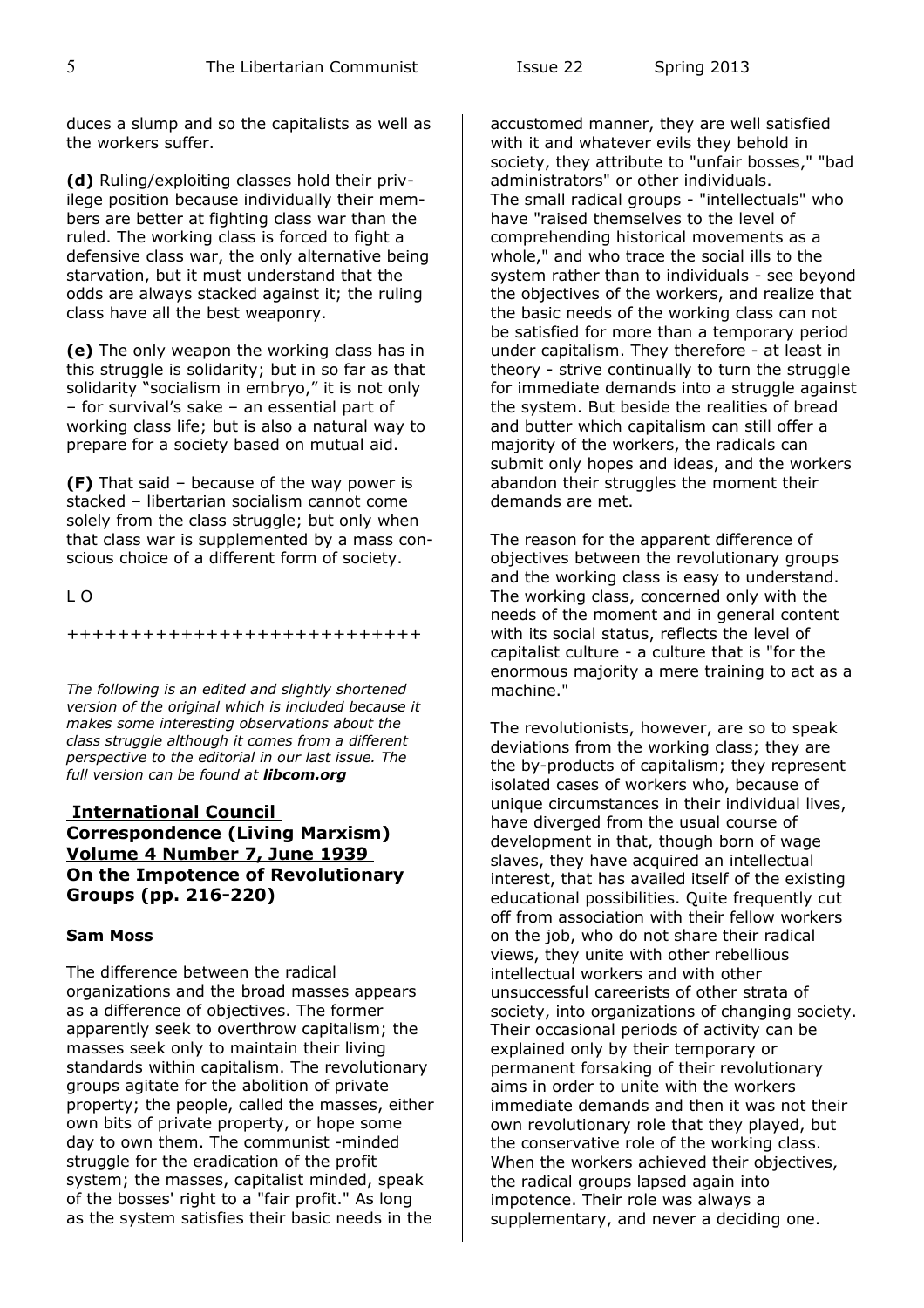duces a slump and so the capitalists as well as the workers suffer.

**(d)** Ruling/exploiting classes hold their privilege position because individually their members are better at fighting class war than the ruled. The working class is forced to fight a defensive class war, the only alternative being starvation, but it must understand that the odds are always stacked against it; the ruling class have all the best weaponry.

**(e)** The only weapon the working class has in this struggle is solidarity; but in so far as that solidarity "socialism in embryo," it is not only – for survival's sake – an essential part of working class life; but is also a natural way to prepare for a society based on mutual aid.

**(F)** That said – because of the way power is stacked – libertarian socialism cannot come solely from the class struggle; but only when that class war is supplemented by a mass conscious choice of a different form of society.

L O

++++++++++++++++++++++++++++

*The following is an edited and slightly shortened version of the original which is included because it makes some interesting observations about the class struggle although it comes from a different perspective to the editorial in our last issue. The full version can be found at* ***libcom.org***

## International Council Correspondence (Living Marxism) Volume 4 Number 7, June 1939 On the Impotence of Revolutionary Groups (pp. 216-220)

**Sam Moss**

The difference between the radical organizations and the broad masses appears as a difference of objectives. The former apparently seek to overthrow capitalism; the masses seek only to maintain their living standards within capitalism. The revolutionary groups agitate for the abolition of private property; the people, called the masses, either own bits of private property, or hope some day to own them. The communist -minded struggle for the eradication of the profit system; the masses, capitalist minded, speak of the bosses' right to a "fair profit." As long as the system satisfies their basic needs in the accustomed manner, they are well satisfied with it and whatever evils they behold in society, they attribute to "unfair bosses," "bad administrators" or other individuals.
The small radical groups - "intellectuals" who have "raised themselves to the level of comprehending historical movements as a whole," and who trace the social ills to the system rather than to individuals - see beyond the objectives of the workers, and realize that the basic needs of the working class can not be satisfied for more than a temporary period under capitalism. They therefore - at least in theory - strive continually to turn the struggle for immediate demands into a struggle against the system. But beside the realities of bread and butter which capitalism can still offer a majority of the workers, the radicals can submit only hopes and ideas, and the workers abandon their struggles the moment their demands are met.

The reason for the apparent difference of objectives between the revolutionary groups and the working class is easy to understand. The working class, concerned only with the needs of the moment and in general content with its social status, reflects the level of capitalist culture - a culture that is "for the enormous majority a mere training to act as a machine."

The revolutionists, however, are so to speak deviations from the working class; they are the by-products of capitalism; they represent isolated cases of workers who, because of unique circumstances in their individual lives, have diverged from the usual course of development in that, though born of wage slaves, they have acquired an intellectual interest, that has availed itself of the existing educational possibilities. Quite frequently cut off from association with their fellow workers on the job, who do not share their radical views, they unite with other rebellious intellectual workers and with other unsuccessful careerists of other strata of society, into organizations of changing society. Their occasional periods of activity can be explained only by their temporary or permanent forsaking of their revolutionary aims in order to unite with the workers immediate demands and then it was not their own revolutionary role that they played, but the conservative role of the working class. When the workers achieved their objectives, the radical groups lapsed again into impotence. Their role was always a supplementary, and never a deciding one.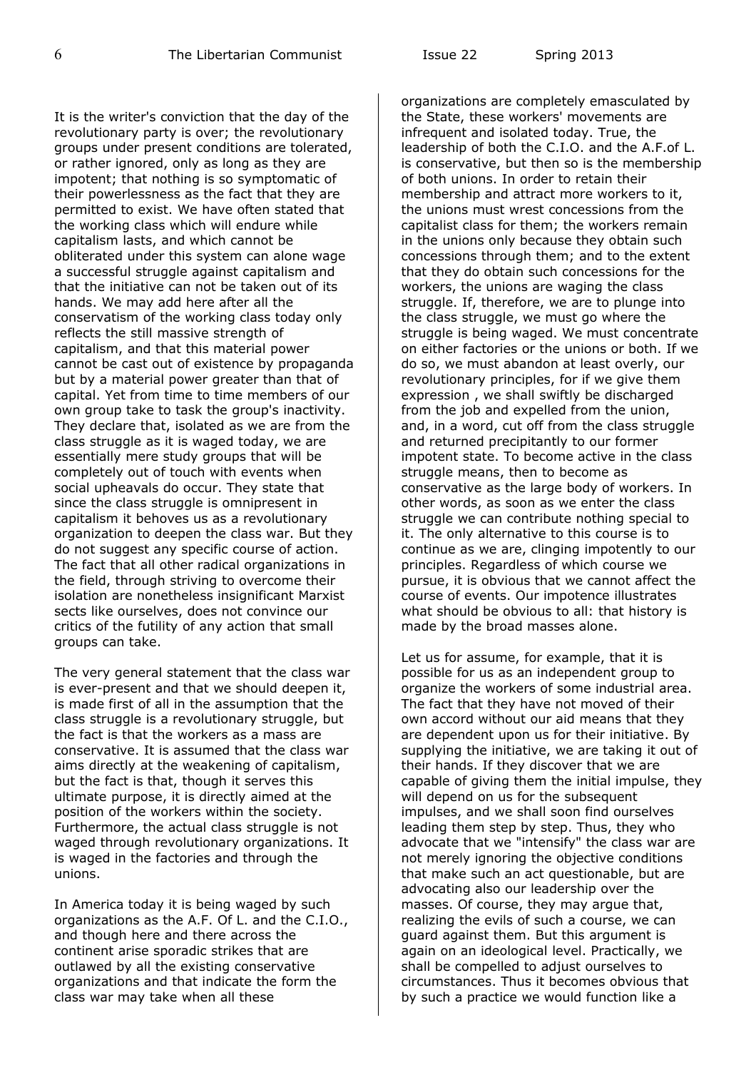It is the writer's conviction that the day of the revolutionary party is over; the revolutionary groups under present conditions are tolerated, or rather ignored, only as long as they are impotent; that nothing is so symptomatic of their powerlessness as the fact that they are permitted to exist. We have often stated that the working class which will endure while capitalism lasts, and which cannot be obliterated under this system can alone wage a successful struggle against capitalism and that the initiative can not be taken out of its hands. We may add here after all the conservatism of the working class today only reflects the still massive strength of capitalism, and that this material power cannot be cast out of existence by propaganda but by a material power greater than that of capital. Yet from time to time members of our own group take to task the group's inactivity. They declare that, isolated as we are from the class struggle as it is waged today, we are essentially mere study groups that will be completely out of touch with events when social upheavals do occur. They state that since the class struggle is omnipresent in capitalism it behoves us as a revolutionary organization to deepen the class war. But they do not suggest any specific course of action. The fact that all other radical organizations in the field, through striving to overcome their isolation are nonetheless insignificant Marxist sects like ourselves, does not convince our critics of the futility of any action that small groups can take.

The very general statement that the class war is ever-present and that we should deepen it, is made first of all in the assumption that the class struggle is a revolutionary struggle, but the fact is that the workers as a mass are conservative. It is assumed that the class war aims directly at the weakening of capitalism, but the fact is that, though it serves this ultimate purpose, it is directly aimed at the position of the workers within the society. Furthermore, the actual class struggle is not waged through revolutionary organizations. It is waged in the factories and through the unions.

In America today it is being waged by such organizations as the A.F. Of L. and the C.I.O., and though here and there across the continent arise sporadic strikes that are outlawed by all the existing conservative organizations and that indicate the form the class war may take when all these organizations are completely emasculated by the State, these workers' movements are infrequent and isolated today. True, the leadership of both the C.I.O. and the A.F.of L. is conservative, but then so is the membership of both unions. In order to retain their membership and attract more workers to it, the unions must wrest concessions from the capitalist class for them; the workers remain in the unions only because they obtain such concessions through them; and to the extent that they do obtain such concessions for the workers, the unions are waging the class struggle. If, therefore, we are to plunge into the class struggle, we must go where the struggle is being waged. We must concentrate on either factories or the unions or both. If we do so, we must abandon at least overly, our revolutionary principles, for if we give them expression , we shall swiftly be discharged from the job and expelled from the union, and, in a word, cut off from the class struggle and returned precipitantly to our former impotent state. To become active in the class struggle means, then to become as conservative as the large body of workers. In other words, as soon as we enter the class struggle we can contribute nothing special to it. The only alternative to this course is to continue as we are, clinging impotently to our principles. Regardless of which course we pursue, it is obvious that we cannot affect the course of events. Our impotence illustrates what should be obvious to all: that history is made by the broad masses alone.

Let us for assume, for example, that it is possible for us as an independent group to organize the workers of some industrial area. The fact that they have not moved of their own accord without our aid means that they are dependent upon us for their initiative. By supplying the initiative, we are taking it out of their hands. If they discover that we are capable of giving them the initial impulse, they will depend on us for the subsequent impulses, and we shall soon find ourselves leading them step by step. Thus, they who advocate that we "intensify" the class war are not merely ignoring the objective conditions that make such an act questionable, but are advocating also our leadership over the masses. Of course, they may argue that, realizing the evils of such a course, we can guard against them. But this argument is again on an ideological level. Practically, we shall be compelled to adjust ourselves to circumstances. Thus it becomes obvious that by such a practice we would function like a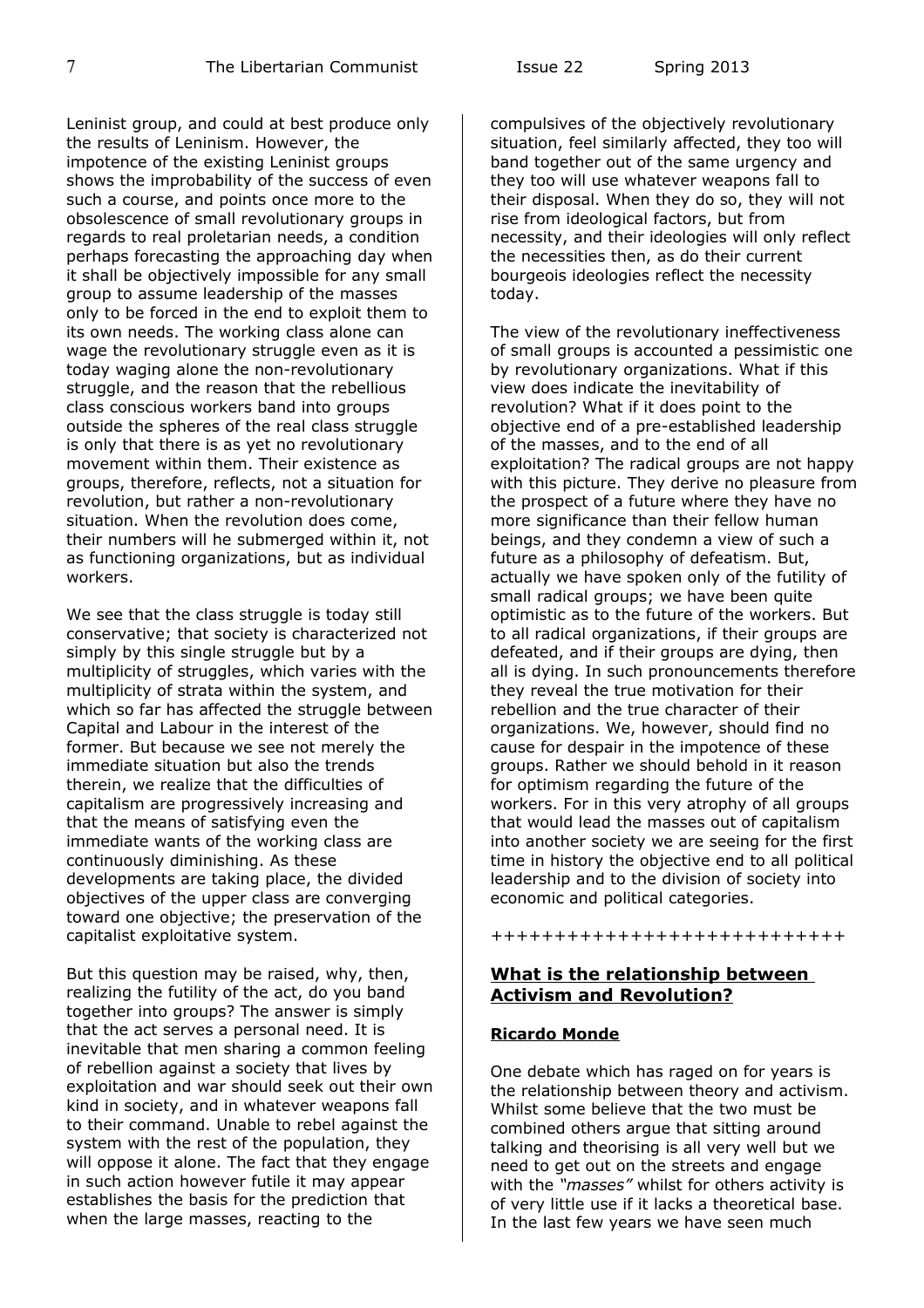Leninist group, and could at best produce only the results of Leninism. However, the impotence of the existing Leninist groups shows the improbability of the success of even such a course, and points once more to the obsolescence of small revolutionary groups in regards to real proletarian needs, a condition perhaps forecasting the approaching day when it shall be objectively impossible for any small group to assume leadership of the masses only to be forced in the end to exploit them to its own needs. The working class alone can wage the revolutionary struggle even as it is today waging alone the non-revolutionary struggle, and the reason that the rebellious class conscious workers band into groups outside the spheres of the real class struggle is only that there is as yet no revolutionary movement within them. Their existence as groups, therefore, reflects, not a situation for revolution, but rather a non-revolutionary situation. When the revolution does come, their numbers will he submerged within it, not as functioning organizations, but as individual workers.

We see that the class struggle is today still conservative; that society is characterized not simply by this single struggle but by a multiplicity of struggles, which varies with the multiplicity of strata within the system, and which so far has affected the struggle between Capital and Labour in the interest of the former. But because we see not merely the immediate situation but also the trends therein, we realize that the difficulties of capitalism are progressively increasing and that the means of satisfying even the immediate wants of the working class are continuously diminishing. As these developments are taking place, the divided objectives of the upper class are converging toward one objective; the preservation of the capitalist exploitative system.

But this question may be raised, why, then, realizing the futility of the act, do you band together into groups? The answer is simply that the act serves a personal need. It is inevitable that men sharing a common feeling of rebellion against a society that lives by exploitation and war should seek out their own kind in society, and in whatever weapons fall to their command. Unable to rebel against the system with the rest of the population, they will oppose it alone. The fact that they engage in such action however futile it may appear establishes the basis for the prediction that when the large masses, reacting to the compulsives of the objectively revolutionary situation, feel similarly affected, they too will band together out of the same urgency and they too will use whatever weapons fall to their disposal. When they do so, they will not rise from ideological factors, but from necessity, and their ideologies will only reflect the necessities then, as do their current bourgeois ideologies reflect the necessity today.

The view of the revolutionary ineffectiveness of small groups is accounted a pessimistic one by revolutionary organizations. What if this view does indicate the inevitability of revolution? What if it does point to the objective end of a pre-established leadership of the masses, and to the end of all exploitation? The radical groups are not happy with this picture. They derive no pleasure from the prospect of a future where they have no more significance than their fellow human beings, and they condemn a view of such a future as a philosophy of defeatism. But, actually we have spoken only of the futility of small radical groups; we have been quite optimistic as to the future of the workers. But to all radical organizations, if their groups are defeated, and if their groups are dying, then all is dying. In such pronouncements therefore they reveal the true motivation for their rebellion and the true character of their organizations. We, however, should find no cause for despair in the impotence of these groups. Rather we should behold in it reason for optimism regarding the future of the workers. For in this very atrophy of all groups that would lead the masses out of capitalism into another society we are seeing for the first time in history the objective end to all political leadership and to the division of society into economic and political categories.

+++++++++++++++++++++++++++

## **What is the relationship between Activism and Revolution?**

**Ricardo Monde**

One debate which has raged on for years is the relationship between theory and activism. Whilst some believe that the two must be combined others argue that sitting around talking and theorising is all very well but we need to get out on the streets and engage with the *"masses"* whilst for others activity is of very little use if it lacks a theoretical base. In the last few years we have seen much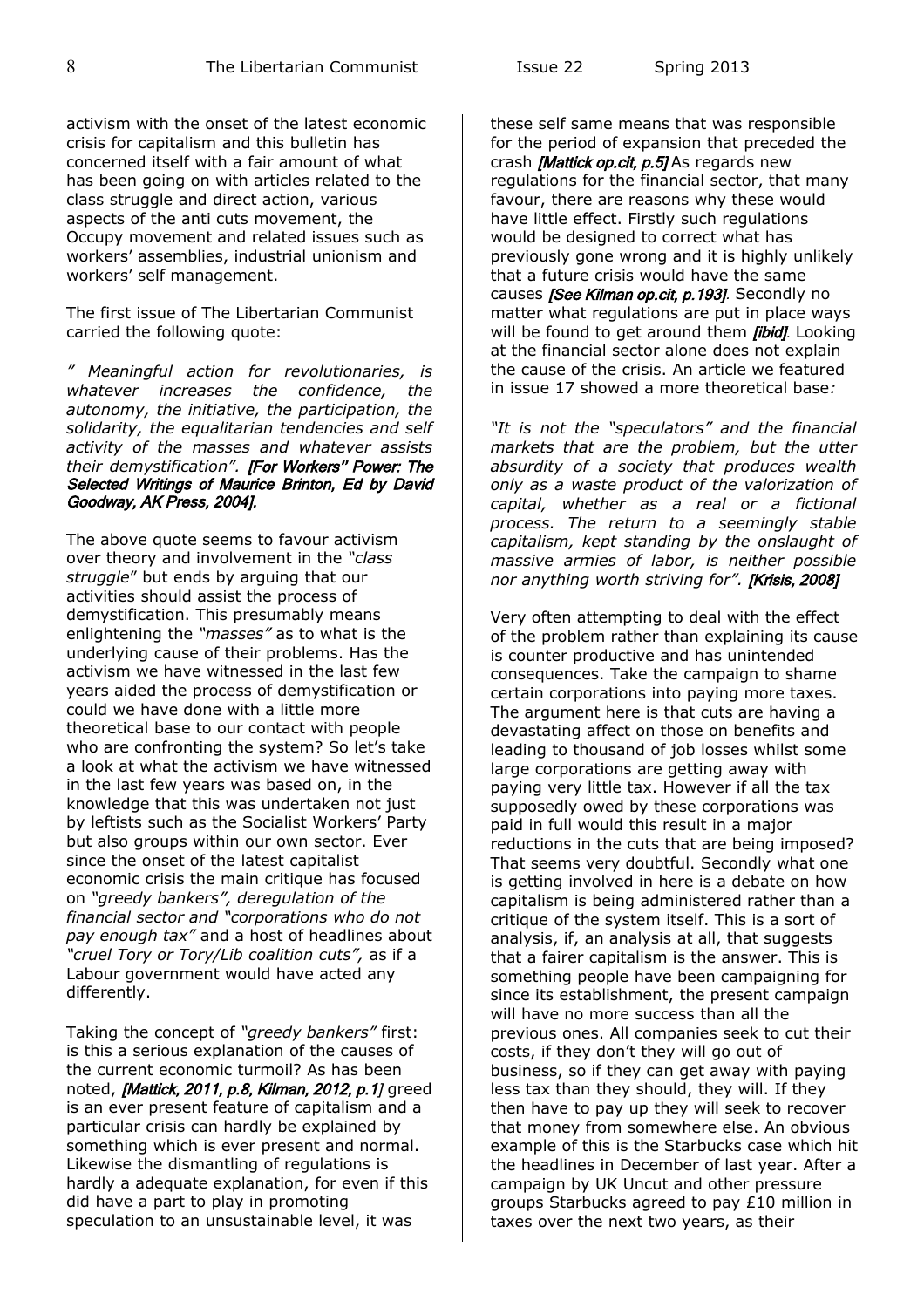activism with the onset of the latest economic crisis for capitalism and this bulletin has concerned itself with a fair amount of what has been going on with articles related to the class struggle and direct action, various aspects of the anti cuts movement, the Occupy movement and related issues such as workers' assemblies, industrial unionism and workers' self management.

The first issue of The Libertarian Communist carried the following quote:

*" Meaningful action for revolutionaries, is whatever increases the confidence, the autonomy, the initiative, the participation, the solidarity, the equalitarian tendencies and self activity of the masses and whatever assists their demystification".* ***[For Workers" Power: The Selected Writings of Maurice Brinton, Ed by David Goodway, AK Press, 2004].***

The above quote seems to favour activism over theory and involvement in the *"class struggle"* but ends by arguing that our activities should assist the process of demystification. This presumably means enlightening the *"masses"* as to what is the underlying cause of their problems. Has the activism we have witnessed in the last few years aided the process of demystification or could we have done with a little more theoretical base to our contact with people who are confronting the system? So let's take a look at what the activism we have witnessed in the last few years was based on, in the knowledge that this was undertaken not just by leftists such as the Socialist Workers' Party but also groups within our own sector. Ever since the onset of the latest capitalist economic crisis the main critique has focused on *"greedy bankers", deregulation of the financial sector and "corporations who do not pay enough tax"* and a host of headlines about *"cruel Tory or Tory/Lib coalition cuts",* as if a Labour government would have acted any differently.

Taking the concept of *"greedy bankers"* first: is this a serious explanation of the causes of the current economic turmoil? As has been noted, ***[Mattick, 2011, p.8, Kilman, 2012, p.1]*** greed is an ever present feature of capitalism and a particular crisis can hardly be explained by something which is ever present and normal. Likewise the dismantling of regulations is hardly a adequate explanation, for even if this did have a part to play in promoting speculation to an unsustainable level, it was these self same means that was responsible for the period of expansion that preceded the crash ***[Mattick op.cit, p.5]*** As regards new regulations for the financial sector, that many favour, there are reasons why these would have little effect. Firstly such regulations would be designed to correct what has previously gone wrong and it is highly unlikely that a future crisis would have the same causes ***[See Kilman op.cit, p.193]***. Secondly no matter what regulations are put in place ways will be found to get around them ***[ibid]***. Looking at the financial sector alone does not explain the cause of the crisis. An article we featured in issue 17 showed a more theoretical base*:*

*"It is not the "speculators" and the financial markets that are the problem, but the utter absurdity of a society that produces wealth only as a waste product of the valorization of capital, whether as a real or a fictional process. The return to a seemingly stable capitalism, kept standing by the onslaught of massive armies of labor, is neither possible nor anything worth striving for".* ***[Krisis, 2008]***

Very often attempting to deal with the effect of the problem rather than explaining its cause is counter productive and has unintended consequences. Take the campaign to shame certain corporations into paying more taxes. The argument here is that cuts are having a devastating affect on those on benefits and leading to thousand of job losses whilst some large corporations are getting away with paying very little tax. However if all the tax supposedly owed by these corporations was paid in full would this result in a major reductions in the cuts that are being imposed? That seems very doubtful. Secondly what one is getting involved in here is a debate on how capitalism is being administered rather than a critique of the system itself. This is a sort of analysis, if, an analysis at all, that suggests that a fairer capitalism is the answer. This is something people have been campaigning for since its establishment, the present campaign will have no more success than all the previous ones. All companies seek to cut their costs, if they don't they will go out of business, so if they can get away with paying less tax than they should, they will. If they then have to pay up they will seek to recover that money from somewhere else. An obvious example of this is the Starbucks case which hit the headlines in December of last year. After a campaign by UK Uncut and other pressure groups Starbucks agreed to pay £10 million in taxes over the next two years, as their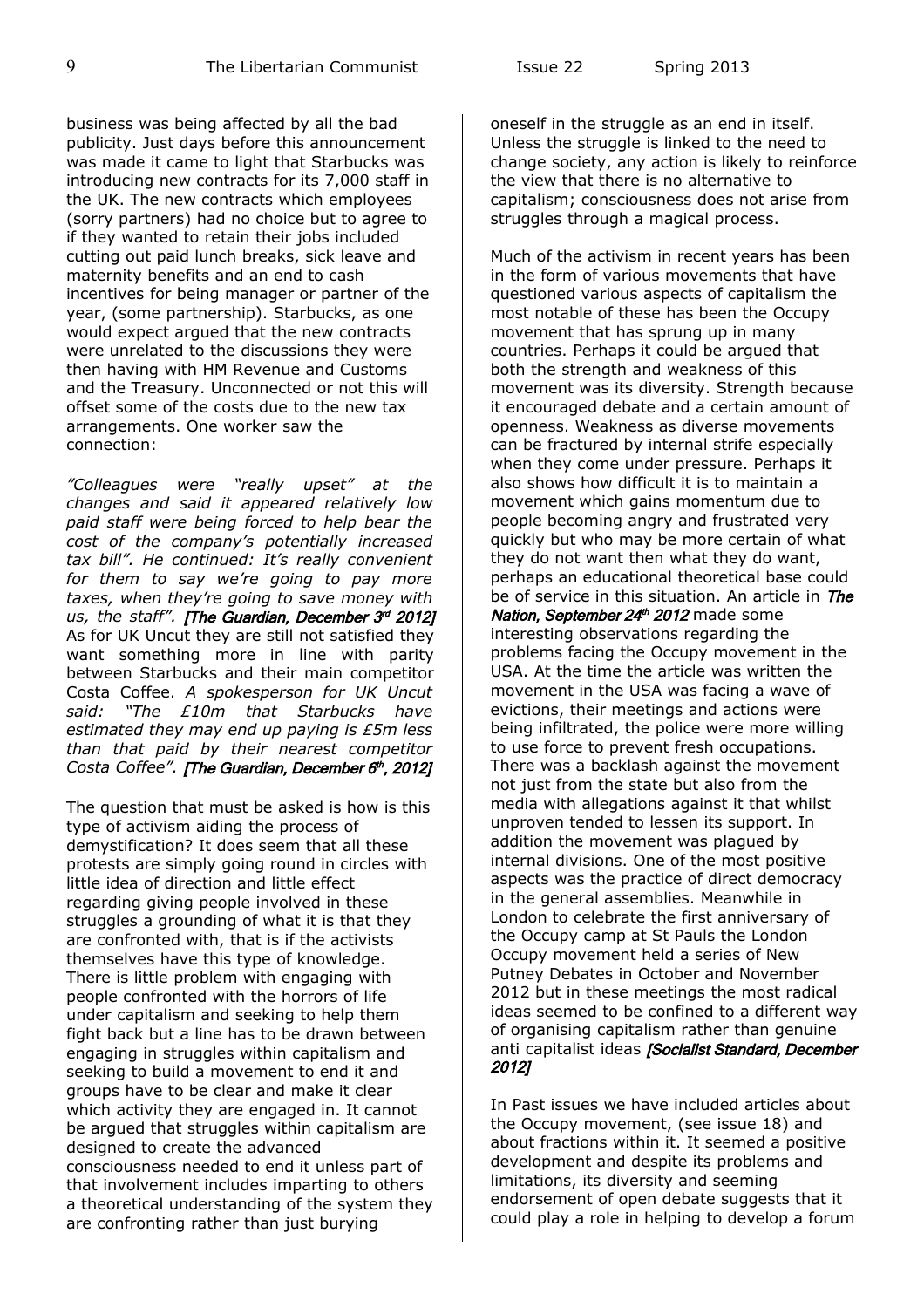business was being affected by all the bad publicity. Just days before this announcement was made it came to light that Starbucks was introducing new contracts for its 7,000 staff in the UK. The new contracts which employees (sorry partners) had no choice but to agree to if they wanted to retain their jobs included cutting out paid lunch breaks, sick leave and maternity benefits and an end to cash incentives for being manager or partner of the year, (some partnership). Starbucks, as one would expect argued that the new contracts were unrelated to the discussions they were then having with HM Revenue and Customs and the Treasury. Unconnected or not this will offset some of the costs due to the new tax arrangements. One worker saw the connection:

*"Colleagues were "really upset" at the changes and said it appeared relatively low paid staff were being forced to help bear the cost of the company's potentially increased tax bill". He continued: It's really convenient for them to say we're going to pay more taxes, when they're going to save money with us, the staff".* ***[The Guardian, December 3rd 2012]*** As for UK Uncut they are still not satisfied they want something more in line with parity between Starbucks and their main competitor Costa Coffee. *A spokesperson for UK Uncut said: "The £10m that Starbucks have estimated they may end up paying is £5m less than that paid by their nearest competitor Costa Coffee".* ***[The Guardian, December 6th, 2012]***

The question that must be asked is how is this type of activism aiding the process of demystification? It does seem that all these protests are simply going round in circles with little idea of direction and little effect regarding giving people involved in these struggles a grounding of what it is that they are confronted with, that is if the activists themselves have this type of knowledge. There is little problem with engaging with people confronted with the horrors of life under capitalism and seeking to help them fight back but a line has to be drawn between engaging in struggles within capitalism and seeking to build a movement to end it and groups have to be clear and make it clear which activity they are engaged in. It cannot be argued that struggles within capitalism are designed to create the advanced consciousness needed to end it unless part of that involvement includes imparting to others a theoretical understanding of the system they are confronting rather than just burying oneself in the struggle as an end in itself. Unless the struggle is linked to the need to change society, any action is likely to reinforce the view that there is no alternative to capitalism; consciousness does not arise from struggles through a magical process.

Much of the activism in recent years has been in the form of various movements that have questioned various aspects of capitalism the most notable of these has been the Occupy movement that has sprung up in many countries. Perhaps it could be argued that both the strength and weakness of this movement was its diversity. Strength because it encouraged debate and a certain amount of openness. Weakness as diverse movements can be fractured by internal strife especially when they come under pressure. Perhaps it also shows how difficult it is to maintain a movement which gains momentum due to people becoming angry and frustrated very quickly but who may be more certain of what they do not want then what they do want, perhaps an educational theoretical base could be of service in this situation. An article in ***The Nation, September 24th 2012*** made some interesting observations regarding the problems facing the Occupy movement in the USA. At the time the article was written the movement in the USA was facing a wave of evictions, their meetings and actions were being infiltrated, the police were more willing to use force to prevent fresh occupations. There was a backlash against the movement not just from the state but also from the media with allegations against it that whilst unproven tended to lessen its support. In addition the movement was plagued by internal divisions. One of the most positive aspects was the practice of direct democracy in the general assemblies. Meanwhile in London to celebrate the first anniversary of the Occupy camp at St Pauls the London Occupy movement held a series of New Putney Debates in October and November 2012 but in these meetings the most radical ideas seemed to be confined to a different way of organising capitalism rather than genuine anti capitalist ideas ***[Socialist Standard, December 2012]***

In Past issues we have included articles about the Occupy movement, (see issue 18) and about fractions within it. It seemed a positive development and despite its problems and limitations, its diversity and seeming endorsement of open debate suggests that it could play a role in helping to develop a forum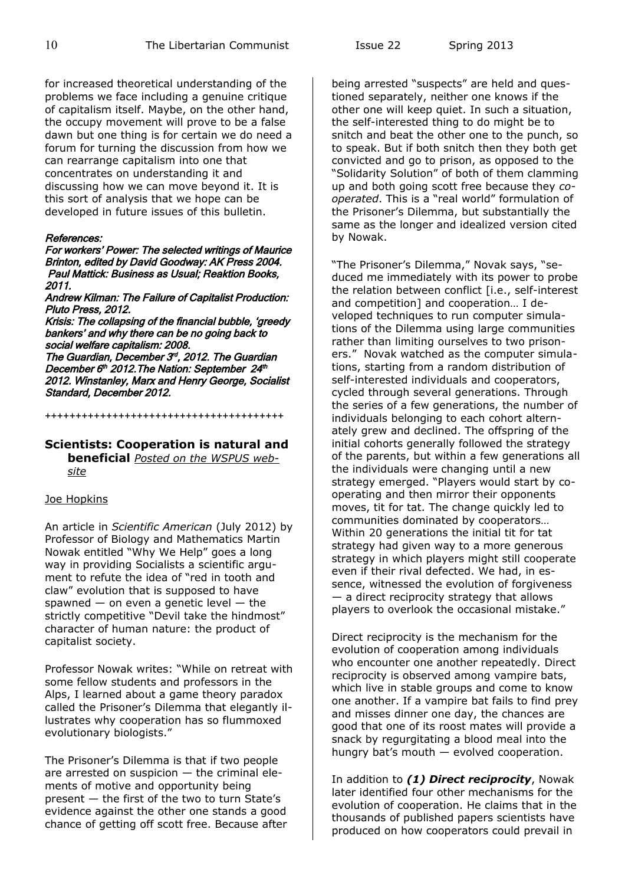for increased theoretical understanding of the problems we face including a genuine critique of capitalism itself. Maybe, on the other hand, the occupy movement will prove to be a false dawn but one thing is for certain we do need a forum for turning the discussion from how we can rearrange capitalism into one that concentrates on understanding it and discussing how we can move beyond it. It is this sort of analysis that we hope can be developed in future issues of this bulletin.

***References:***

***For workers' Power: The selected writings of Maurice Brinton, edited by David Goodway: AK Press 2004.***
***Paul Mattick: Business as Usual; Reaktion Books, 2011.***
***Andrew Kilman: The Failure of Capitalist Production: Pluto Press, 2012.***
***Krisis: The collapsing of the financial bubble, 'greedy bankers' and why there can be no going back to social welfare capitalism: 2008.***
***The Guardian, December 3rd, 2012. The Guardian December 6th 2012.The Nation: September 24th 2012. Winstanley, Marx and Henry George, Socialist Standard, December 2012.***

++++++++++++++++++++++++++++++++++++++++

## Scientists: Cooperation is natural and beneficial *Posted on the WSPUS website*

Joe Hopkins

An article in *Scientific American* (July 2012) by Professor of Biology and Mathematics Martin Nowak entitled "Why We Help" goes a long way in providing Socialists a scientific argument to refute the idea of "red in tooth and claw" evolution that is supposed to have spawned — on even a genetic level — the strictly competitive "Devil take the hindmost" character of human nature: the product of capitalist society.

Professor Nowak writes: "While on retreat with some fellow students and professors in the Alps, I learned about a game theory paradox called the Prisoner's Dilemma that elegantly illustrates why cooperation has so flummoxed evolutionary biologists."

The Prisoner's Dilemma is that if two people are arrested on suspicion — the criminal elements of motive and opportunity being present — the first of the two to turn State's evidence against the other one stands a good chance of getting off scott free. Because after being arrested "suspects" are held and questioned separately, neither one knows if the other one will keep quiet. In such a situation, the self-interested thing to do might be to snitch and beat the other one to the punch, so to speak. But if both snitch then they both get convicted and go to prison, as opposed to the "Solidarity Solution" of both of them clamming up and both going scott free because they *co-operated*. This is a "real world" formulation of the Prisoner's Dilemma, but substantially the same as the longer and idealized version cited by Nowak.

"The Prisoner's Dilemma," Novak says, "seduced me immediately with its power to probe the relation between conflict [i.e., self-interest and competition] and cooperation… I developed techniques to run computer simulations of the Dilemma using large communities rather than limiting ourselves to two prisoners." Novak watched as the computer simulations, starting from a random distribution of self-interested individuals and cooperators, cycled through several generations. Through the series of a few generations, the number of individuals belonging to each cohort alternately grew and declined. The offspring of the initial cohorts generally followed the strategy of the parents, but within a few generations all the individuals were changing until a new strategy emerged. "Players would start by cooperating and then mirror their opponents moves, tit for tat. The change quickly led to communities dominated by cooperators… Within 20 generations the initial tit for tat strategy had given way to a more generous strategy in which players might still cooperate even if their rival defected. We had, in essence, witnessed the evolution of forgiveness — a direct reciprocity strategy that allows players to overlook the occasional mistake."

Direct reciprocity is the mechanism for the evolution of cooperation among individuals who encounter one another repeatedly. Direct reciprocity is observed among vampire bats, which live in stable groups and come to know one another. If a vampire bat fails to find prey and misses dinner one day, the chances are good that one of its roost mates will provide a snack by regurgitating a blood meal into the hungry bat's mouth — evolved cooperation.

In addition to ***(1) Direct reciprocity***, Nowak later identified four other mechanisms for the evolution of cooperation. He claims that in the thousands of published papers scientists have produced on how cooperators could prevail in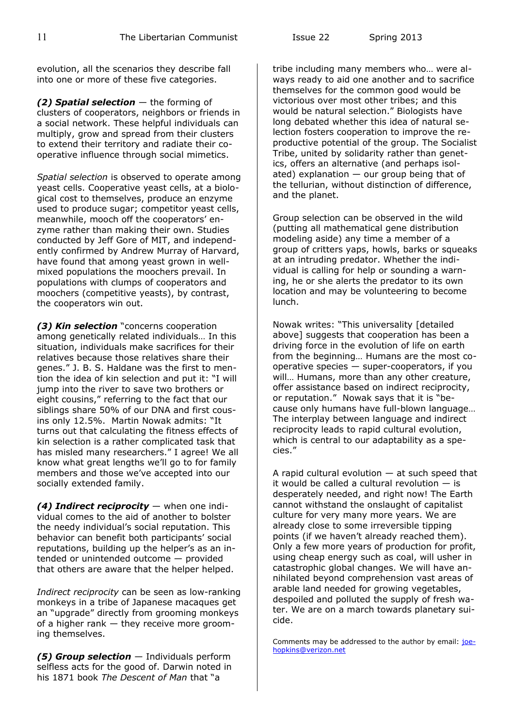evolution, all the scenarios they describe fall into one or more of these five categories.

***(2) Spatial selection*** — the forming of clusters of cooperators, neighbors or friends in a social network. These helpful individuals can multiply, grow and spread from their clusters to extend their territory and radiate their cooperative influence through social mimetics.

*Spatial selection* is observed to operate among yeast cells. Cooperative yeast cells, at a biological cost to themselves, produce an enzyme used to produce sugar; competitor yeast cells, meanwhile, mooch off the cooperators' enzyme rather than making their own. Studies conducted by Jeff Gore of MIT, and independently confirmed by Andrew Murray of Harvard, have found that among yeast grown in well-mixed populations the moochers prevail. In populations with clumps of cooperators and moochers (competitive yeasts), by contrast, the cooperators win out.

***(3) Kin selection*** "concerns cooperation among genetically related individuals… In this situation, individuals make sacrifices for their relatives because those relatives share their genes." J. B. S. Haldane was the first to mention the idea of kin selection and put it: "I will jump into the river to save two brothers or eight cousins," referring to the fact that our siblings share 50% of our DNA and first cousins only 12.5%. Martin Nowak admits: "It turns out that calculating the fitness effects of kin selection is a rather complicated task that has misled many researchers." I agree! We all know what great lengths we'll go to for family members and those we've accepted into our socially extended family.

***(4) Indirect reciprocity*** — when one individual comes to the aid of another to bolster the needy individual's social reputation. This behavior can benefit both participants' social reputations, building up the helper's as an intended or unintended outcome — provided that others are aware that the helper helped.

*Indirect reciprocity* can be seen as low-ranking monkeys in a tribe of Japanese macaques get an "upgrade" directly from grooming monkeys of a higher rank — they receive more grooming themselves.

***(5) Group selection*** — Individuals perform selfless acts for the good of. Darwin noted in his 1871 book *The Descent of Man* that "a tribe including many members who… were always ready to aid one another and to sacrifice themselves for the common good would be victorious over most other tribes; and this would be natural selection." Biologists have long debated whether this idea of natural selection fosters cooperation to improve the reproductive potential of the group. The Socialist Tribe, united by solidarity rather than genetics, offers an alternative (and perhaps isolated) explanation — our group being that of the tellurian, without distinction of difference, and the planet.

Group selection can be observed in the wild (putting all mathematical gene distribution modeling aside) any time a member of a group of critters yaps, howls, barks or squeaks at an intruding predator. Whether the individual is calling for help or sounding a warning, he or she alerts the predator to its own location and may be volunteering to become lunch.

Nowak writes: "This universality [detailed above] suggests that cooperation has been a driving force in the evolution of life on earth from the beginning… Humans are the most cooperative species — super-cooperators, if you will… Humans, more than any other creature, offer assistance based on indirect reciprocity, or reputation." Nowak says that it is "because only humans have full-blown language… The interplay between language and indirect reciprocity leads to rapid cultural evolution, which is central to our adaptability as a species."

A rapid cultural evolution — at such speed that it would be called a cultural revolution — is desperately needed, and right now! The Earth cannot withstand the onslaught of capitalist culture for very many more years. We are already close to some irreversible tipping points (if we haven't already reached them). Only a few more years of production for profit, using cheap energy such as coal, will usher in catastrophic global changes. We will have annihilated beyond comprehension vast areas of arable land needed for growing vegetables, despoiled and polluted the supply of fresh water. We are on a march towards planetary suicide.

Comments may be addressed to the author by email: joe-hopkins@verizon.net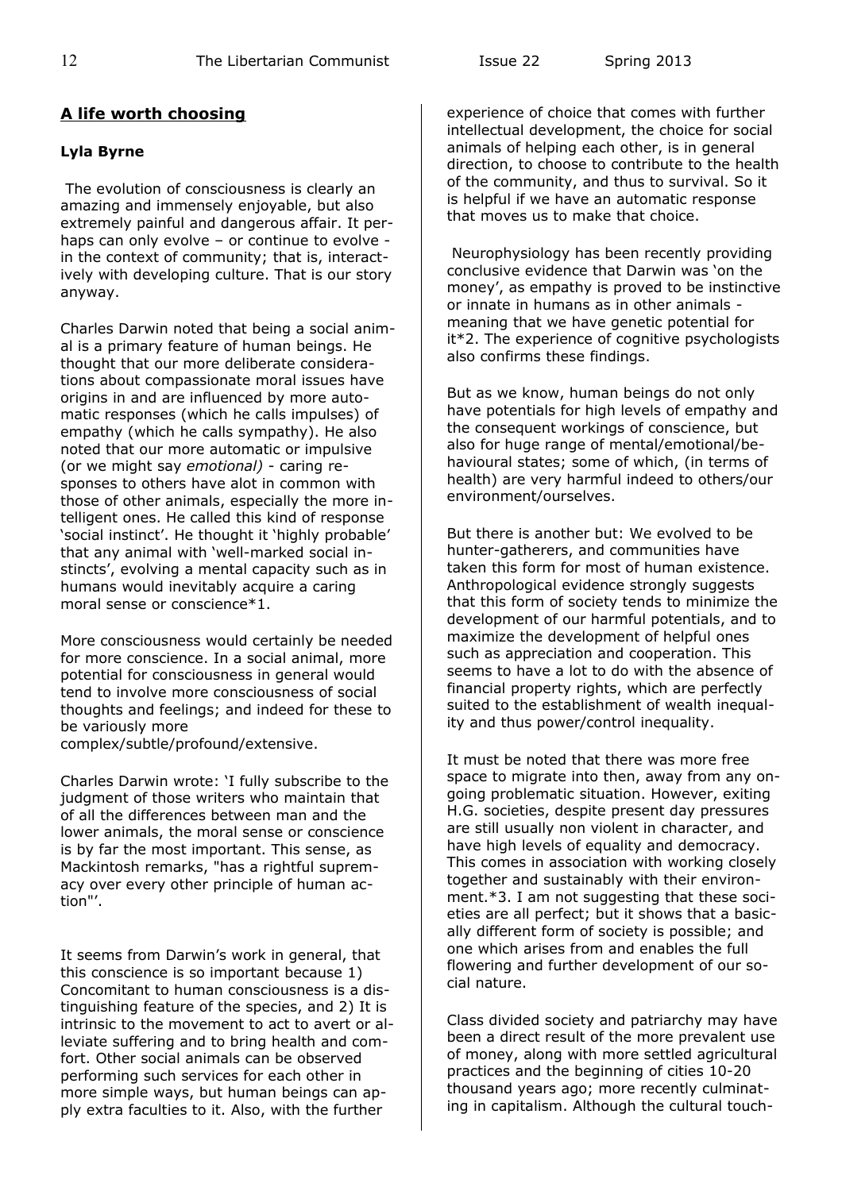## A life worth choosing

**Lyla Byrne**

The evolution of consciousness is clearly an amazing and immensely enjoyable, but also extremely painful and dangerous affair. It perhaps can only evolve – or continue to evolve - in the context of community; that is, interactively with developing culture. That is our story anyway.

Charles Darwin noted that being a social animal is a primary feature of human beings. He thought that our more deliberate considerations about compassionate moral issues have origins in and are influenced by more automatic responses (which he calls impulses) of empathy (which he calls sympathy). He also noted that our more automatic or impulsive (or we might say *emotional)* - caring responses to others have alot in common with those of other animals, especially the more intelligent ones. He called this kind of response 'social instinct'. He thought it 'highly probable' that any animal with 'well-marked social instincts', evolving a mental capacity such as in humans would inevitably acquire a caring moral sense or conscience*1.

More consciousness would certainly be needed for more conscience. In a social animal, more potential for consciousness in general would tend to involve more consciousness of social thoughts and feelings; and indeed for these to be variously more complex/subtle/profound/extensive.

Charles Darwin wrote: 'I fully subscribe to the judgment of those writers who maintain that of all the differences between man and the lower animals, the moral sense or conscience is by far the most important. This sense, as Mackintosh remarks, "has a rightful supremacy over every other principle of human action"'.

It seems from Darwin's work in general, that this conscience is so important because 1) Concomitant to human consciousness is a distinguishing feature of the species, and 2) It is intrinsic to the movement to act to avert or alleviate suffering and to bring health and comfort. Other social animals can be observed performing such services for each other in more simple ways, but human beings can apply extra faculties to it. Also, with the further experience of choice that comes with further intellectual development, the choice for social animals of helping each other, is in general direction, to choose to contribute to the health of the community, and thus to survival. So it is helpful if we have an automatic response that moves us to make that choice.

Neurophysiology has been recently providing conclusive evidence that Darwin was 'on the money', as empathy is proved to be instinctive or innate in humans as in other animals - meaning that we have genetic potential for it*2. The experience of cognitive psychologists also confirms these findings.

But as we know, human beings do not only have potentials for high levels of empathy and the consequent workings of conscience, but also for huge range of mental/emotional/behavioural states; some of which, (in terms of health) are very harmful indeed to others/our environment/ourselves.

But there is another but: We evolved to be hunter-gatherers, and communities have taken this form for most of human existence. Anthropological evidence strongly suggests that this form of society tends to minimize the development of our harmful potentials, and to maximize the development of helpful ones such as appreciation and cooperation. This seems to have a lot to do with the absence of financial property rights, which are perfectly suited to the establishment of wealth inequality and thus power/control inequality.

It must be noted that there was more free space to migrate into then, away from any ongoing problematic situation. However, exiting H.G. societies, despite present day pressures are still usually non violent in character, and have high levels of equality and democracy. This comes in association with working closely together and sustainably with their environment.*3. I am not suggesting that these societies are all perfect; but it shows that a basically different form of society is possible; and one which arises from and enables the full flowering and further development of our social nature.

Class divided society and patriarchy may have been a direct result of the more prevalent use of money, along with more settled agricultural practices and the beginning of cities 10-20 thousand years ago; more recently culminating in capitalism. Although the cultural touch-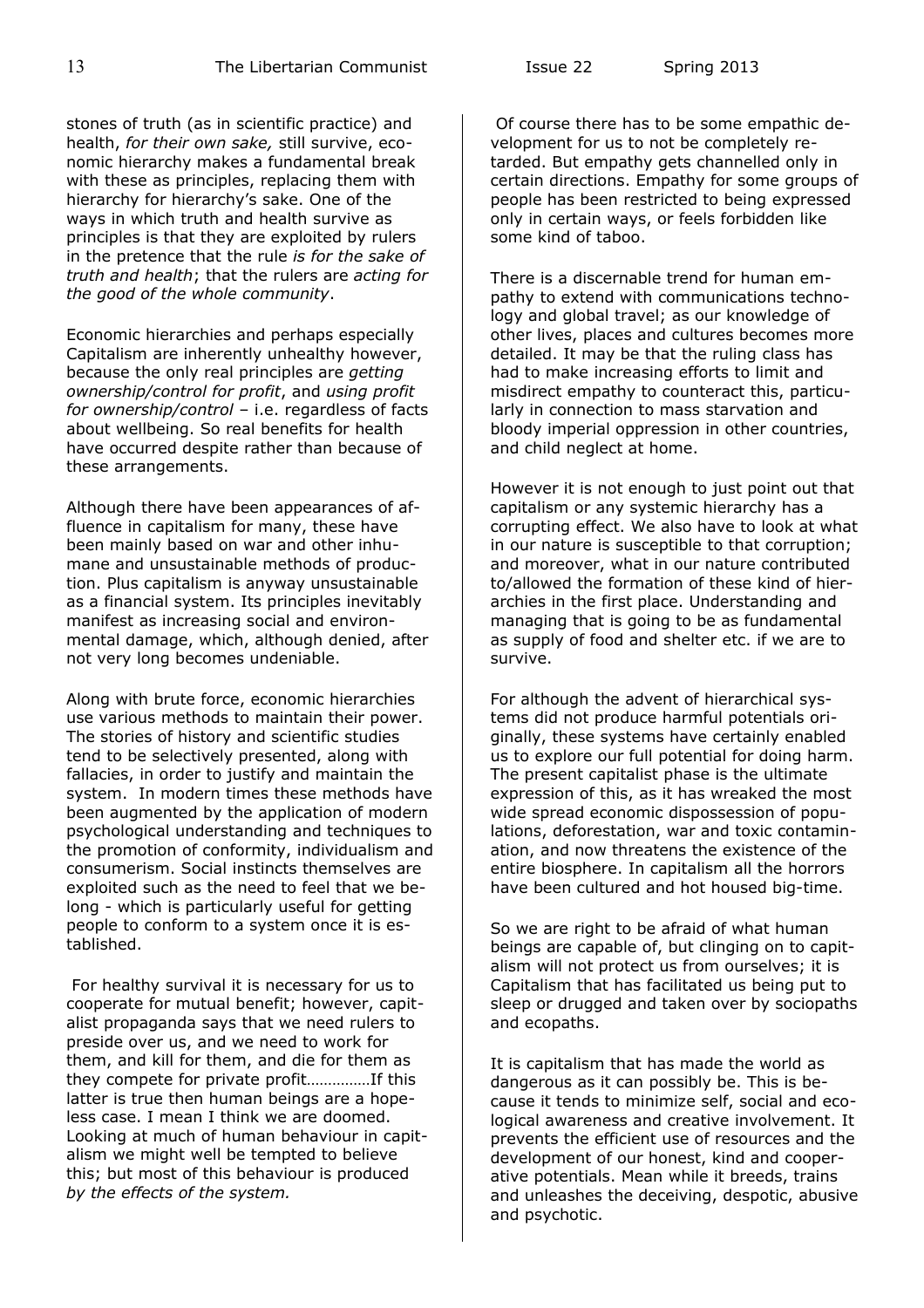stones of truth (as in scientific practice) and health, *for their own sake,* still survive, economic hierarchy makes a fundamental break with these as principles, replacing them with hierarchy for hierarchy's sake. One of the ways in which truth and health survive as principles is that they are exploited by rulers in the pretence that the rule *is for the sake of truth and health*; that the rulers are *acting for the good of the whole community*.

Economic hierarchies and perhaps especially Capitalism are inherently unhealthy however, because the only real principles are *getting ownership/control for profit*, and *using profit for ownership/control* – i.e. regardless of facts about wellbeing. So real benefits for health have occurred despite rather than because of these arrangements.

Although there have been appearances of affluence in capitalism for many, these have been mainly based on war and other inhumane and unsustainable methods of production. Plus capitalism is anyway unsustainable as a financial system. Its principles inevitably manifest as increasing social and environmental damage, which, although denied, after not very long becomes undeniable.

Along with brute force, economic hierarchies use various methods to maintain their power. The stories of history and scientific studies tend to be selectively presented, along with fallacies, in order to justify and maintain the system. In modern times these methods have been augmented by the application of modern psychological understanding and techniques to the promotion of conformity, individualism and consumerism. Social instincts themselves are exploited such as the need to feel that we belong - which is particularly useful for getting people to conform to a system once it is established.

For healthy survival it is necessary for us to cooperate for mutual benefit; however, capitalist propaganda says that we need rulers to preside over us, and we need to work for them, and kill for them, and die for them as they compete for private profit……………If this latter is true then human beings are a hopeless case. I mean I think we are doomed. Looking at much of human behaviour in capitalism we might well be tempted to believe this; but most of this behaviour is produced *by the effects of the system.*

Of course there has to be some empathic development for us to not be completely retarded. But empathy gets channelled only in certain directions. Empathy for some groups of people has been restricted to being expressed only in certain ways, or feels forbidden like some kind of taboo.

There is a discernable trend for human empathy to extend with communications technology and global travel; as our knowledge of other lives, places and cultures becomes more detailed. It may be that the ruling class has had to make increasing efforts to limit and misdirect empathy to counteract this, particularly in connection to mass starvation and bloody imperial oppression in other countries, and child neglect at home.

However it is not enough to just point out that capitalism or any systemic hierarchy has a corrupting effect. We also have to look at what in our nature is susceptible to that corruption; and moreover, what in our nature contributed to/allowed the formation of these kind of hierarchies in the first place. Understanding and managing that is going to be as fundamental as supply of food and shelter etc. if we are to survive.

For although the advent of hierarchical systems did not produce harmful potentials originally, these systems have certainly enabled us to explore our full potential for doing harm. The present capitalist phase is the ultimate expression of this, as it has wreaked the most wide spread economic dispossession of populations, deforestation, war and toxic contamination, and now threatens the existence of the entire biosphere. In capitalism all the horrors have been cultured and hot housed big-time.

So we are right to be afraid of what human beings are capable of, but clinging on to capitalism will not protect us from ourselves; it is Capitalism that has facilitated us being put to sleep or drugged and taken over by sociopaths and ecopaths.

It is capitalism that has made the world as dangerous as it can possibly be. This is because it tends to minimize self, social and ecological awareness and creative involvement. It prevents the efficient use of resources and the development of our honest, kind and cooperative potentials. Mean while it breeds, trains and unleashes the deceiving, despotic, abusive and psychotic.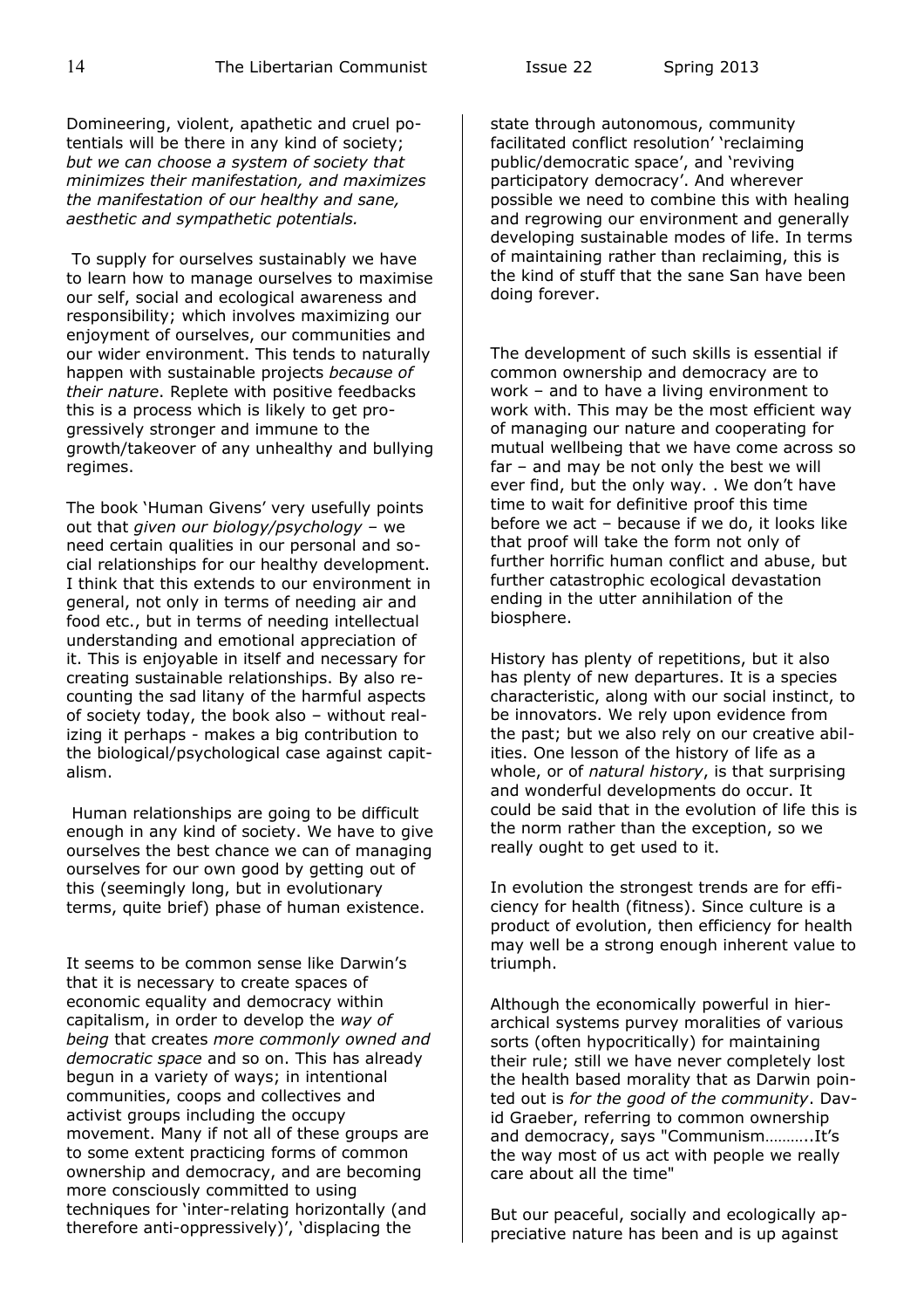Domineering, violent, apathetic and cruel potentials will be there in any kind of society; *but we can choose a system of society that minimizes their manifestation, and maximizes the manifestation of our healthy and sane, aesthetic and sympathetic potentials.*

To supply for ourselves sustainably we have to learn how to manage ourselves to maximise our self, social and ecological awareness and responsibility; which involves maximizing our enjoyment of ourselves, our communities and our wider environment. This tends to naturally happen with sustainable projects *because of their nature*. Replete with positive feedbacks this is a process which is likely to get progressively stronger and immune to the growth/takeover of any unhealthy and bullying regimes.

The book 'Human Givens' very usefully points out that *given our biology/psychology* – we need certain qualities in our personal and social relationships for our healthy development. I think that this extends to our environment in general, not only in terms of needing air and food etc., but in terms of needing intellectual understanding and emotional appreciation of it. This is enjoyable in itself and necessary for creating sustainable relationships. By also recounting the sad litany of the harmful aspects of society today, the book also – without realizing it perhaps - makes a big contribution to the biological/psychological case against capitalism.

Human relationships are going to be difficult enough in any kind of society. We have to give ourselves the best chance we can of managing ourselves for our own good by getting out of this (seemingly long, but in evolutionary terms, quite brief) phase of human existence.

It seems to be common sense like Darwin's that it is necessary to create spaces of economic equality and democracy within capitalism, in order to develop the *way of being* that creates *more commonly owned and democratic space* and so on. This has already begun in a variety of ways; in intentional communities, coops and collectives and activist groups including the occupy movement. Many if not all of these groups are to some extent practicing forms of common ownership and democracy, and are becoming more consciously committed to using techniques for 'inter-relating horizontally (and therefore anti-oppressively)', 'displacing the state through autonomous, community facilitated conflict resolution' 'reclaiming public/democratic space', and 'reviving participatory democracy'. And wherever possible we need to combine this with healing and regrowing our environment and generally developing sustainable modes of life. In terms of maintaining rather than reclaiming, this is the kind of stuff that the sane San have been doing forever.

The development of such skills is essential if common ownership and democracy are to work – and to have a living environment to work with. This may be the most efficient way of managing our nature and cooperating for mutual wellbeing that we have come across so far – and may be not only the best we will ever find, but the only way. . We don't have time to wait for definitive proof this time before we act – because if we do, it looks like that proof will take the form not only of further horrific human conflict and abuse, but further catastrophic ecological devastation ending in the utter annihilation of the biosphere.

History has plenty of repetitions, but it also has plenty of new departures. It is a species characteristic, along with our social instinct, to be innovators. We rely upon evidence from the past; but we also rely on our creative abilities. One lesson of the history of life as a whole, or of *natural history*, is that surprising and wonderful developments do occur. It could be said that in the evolution of life this is the norm rather than the exception, so we really ought to get used to it.

In evolution the strongest trends are for efficiency for health (fitness). Since culture is a product of evolution, then efficiency for health may well be a strong enough inherent value to triumph.

Although the economically powerful in hierarchical systems purvey moralities of various sorts (often hypocritically) for maintaining their rule; still we have never completely lost the health based morality that as Darwin pointed out is *for the good of the community*. David Graeber, referring to common ownership and democracy, says "Communism………..It's the way most of us act with people we really care about all the time"

But our peaceful, socially and ecologically appreciative nature has been and is up against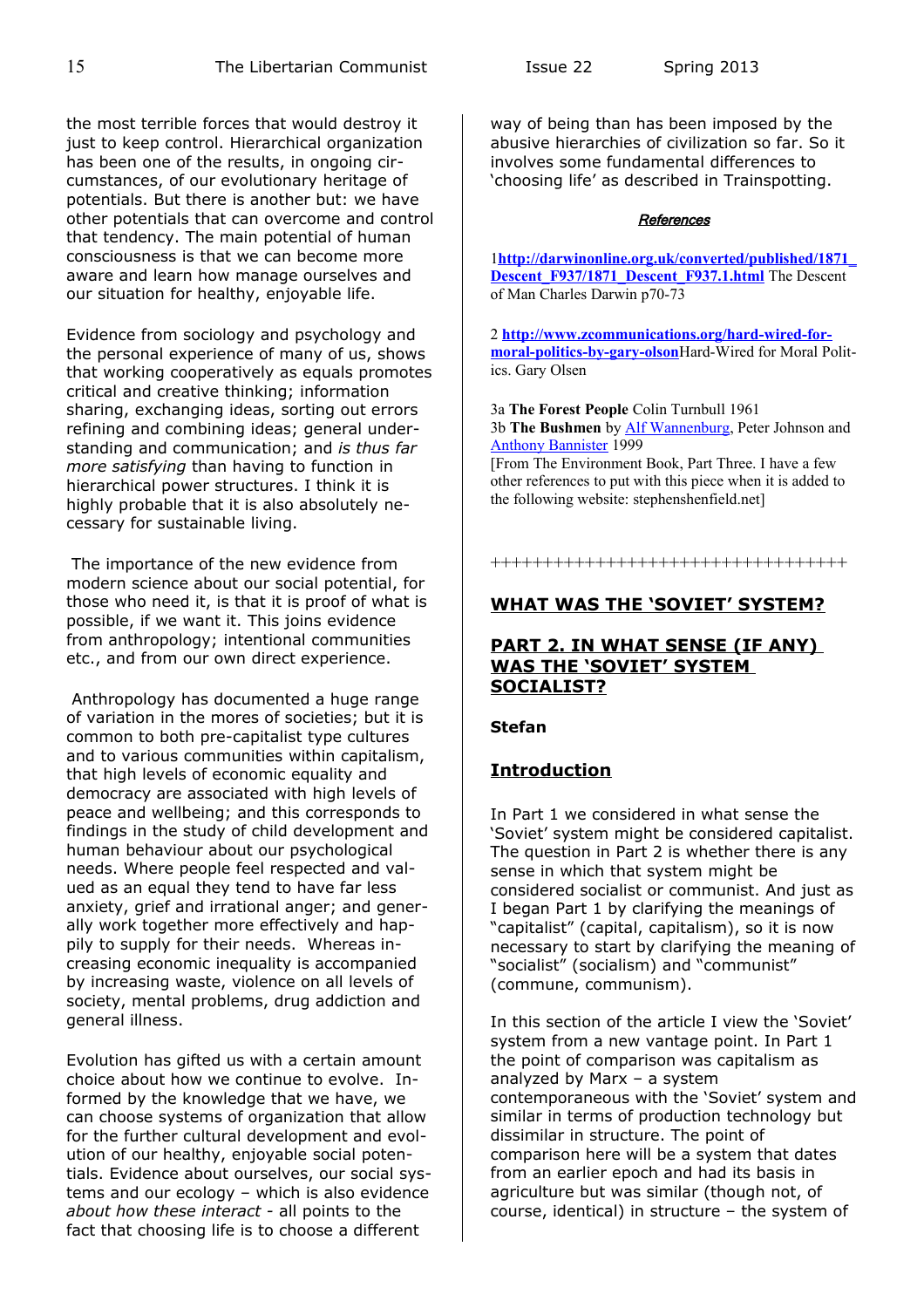the most terrible forces that would destroy it just to keep control. Hierarchical organization has been one of the results, in ongoing circumstances, of our evolutionary heritage of potentials. But there is another but: we have other potentials that can overcome and control that tendency. The main potential of human consciousness is that we can become more aware and learn how manage ourselves and our situation for healthy, enjoyable life.

Evidence from sociology and psychology and the personal experience of many of us, shows that working cooperatively as equals promotes critical and creative thinking; information sharing, exchanging ideas, sorting out errors refining and combining ideas; general understanding and communication; and *is thus far more satisfying* than having to function in hierarchical power structures. I think it is highly probable that it is also absolutely necessary for sustainable living.

The importance of the new evidence from modern science about our social potential, for those who need it, is that it is proof of what is possible, if we want it. This joins evidence from anthropology; intentional communities etc., and from our own direct experience.

Anthropology has documented a huge range of variation in the mores of societies; but it is common to both pre-capitalist type cultures and to various communities within capitalism, that high levels of economic equality and democracy are associated with high levels of peace and wellbeing; and this corresponds to findings in the study of child development and human behaviour about our psychological needs. Where people feel respected and valued as an equal they tend to have far less anxiety, grief and irrational anger; and generally work together more effectively and happily to supply for their needs. Whereas increasing economic inequality is accompanied by increasing waste, violence on all levels of society, mental problems, drug addiction and general illness.

Evolution has gifted us with a certain amount choice about how we continue to evolve. Informed by the knowledge that we have, we can choose systems of organization that allow for the further cultural development and evolution of our healthy, enjoyable social potentials. Evidence about ourselves, our social systems and our ecology – which is also evidence *about how these interact* - all points to the fact that choosing life is to choose a different way of being than has been imposed by the abusive hierarchies of civilization so far. So it involves some fundamental differences to 'choosing life' as described in Trainspotting.

***References***

1**http://darwinonline.org.uk/converted/published/1871_Descent_F937/1871_Descent_F937.1.html** The Descent of Man Charles Darwin p70-73

2 **http://www.zcommunications.org/hard-wired-for-moral-politics-by-gary-olson**Hard-Wired for Moral Politics. Gary Olsen

3a **The Forest People** Colin Turnbull 1961
3b **The Bushmen** by Alf Wannenburg, Peter Johnson and Anthony Bannister 1999
[From The Environment Book, Part Three. I have a few other references to put with this piece when it is added to the following website: stephenshenfield.net]

++++++++++++++++++++++++++++++++++

## WHAT WAS THE 'SOVIET' SYSTEM?

## PART 2. IN WHAT SENSE (IF ANY) WAS THE 'SOVIET' SYSTEM SOCIALIST?

**Stefan**

### Introduction

In Part 1 we considered in what sense the 'Soviet' system might be considered capitalist. The question in Part 2 is whether there is any sense in which that system might be considered socialist or communist. And just as I began Part 1 by clarifying the meanings of "capitalist" (capital, capitalism), so it is now necessary to start by clarifying the meaning of "socialist" (socialism) and "communist" (commune, communism).

In this section of the article I view the 'Soviet' system from a new vantage point. In Part 1 the point of comparison was capitalism as analyzed by Marx – a system contemporaneous with the 'Soviet' system and similar in terms of production technology but dissimilar in structure. The point of comparison here will be a system that dates from an earlier epoch and had its basis in agriculture but was similar (though not, of course, identical) in structure – the system of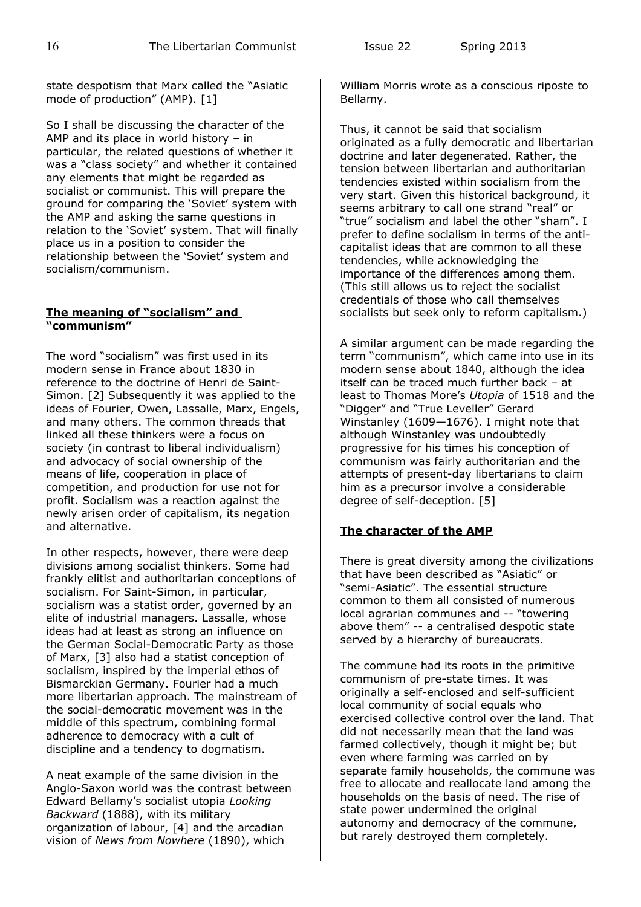state despotism that Marx called the "Asiatic mode of production" (AMP). [1]

So I shall be discussing the character of the AMP and its place in world history – in particular, the related questions of whether it was a "class society" and whether it contained any elements that might be regarded as socialist or communist. This will prepare the ground for comparing the 'Soviet' system with the AMP and asking the same questions in relation to the 'Soviet' system. That will finally place us in a position to consider the relationship between the 'Soviet' system and socialism/communism.

## The meaning of "socialism" and "communism"

The word "socialism" was first used in its modern sense in France about 1830 in reference to the doctrine of Henri de Saint-Simon. [2] Subsequently it was applied to the ideas of Fourier, Owen, Lassalle, Marx, Engels, and many others. The common threads that linked all these thinkers were a focus on society (in contrast to liberal individualism) and advocacy of social ownership of the means of life, cooperation in place of competition, and production for use not for profit. Socialism was a reaction against the newly arisen order of capitalism, its negation and alternative.

In other respects, however, there were deep divisions among socialist thinkers. Some had frankly elitist and authoritarian conceptions of socialism. For Saint-Simon, in particular, socialism was a statist order, governed by an elite of industrial managers. Lassalle, whose ideas had at least as strong an influence on the German Social-Democratic Party as those of Marx, [3] also had a statist conception of socialism, inspired by the imperial ethos of Bismarckian Germany. Fourier had a much more libertarian approach. The mainstream of the social-democratic movement was in the middle of this spectrum, combining formal adherence to democracy with a cult of discipline and a tendency to dogmatism.

A neat example of the same division in the Anglo-Saxon world was the contrast between Edward Bellamy's socialist utopia *Looking Backward* (1888), with its military organization of labour, [4] and the arcadian vision of *News from Nowhere* (1890), which William Morris wrote as a conscious riposte to Bellamy.

Thus, it cannot be said that socialism originated as a fully democratic and libertarian doctrine and later degenerated. Rather, the tension between libertarian and authoritarian tendencies existed within socialism from the very start. Given this historical background, it seems arbitrary to call one strand "real" or "true" socialism and label the other "sham". I prefer to define socialism in terms of the anti-capitalist ideas that are common to all these tendencies, while acknowledging the importance of the differences among them. (This still allows us to reject the socialist credentials of those who call themselves socialists but seek only to reform capitalism.)

A similar argument can be made regarding the term "communism", which came into use in its modern sense about 1840, although the idea itself can be traced much further back – at least to Thomas More's *Utopia* of 1518 and the "Digger" and "True Leveller" Gerard Winstanley (1609—1676). I might note that although Winstanley was undoubtedly progressive for his times his conception of communism was fairly authoritarian and the attempts of present-day libertarians to claim him as a precursor involve a considerable degree of self-deception. [5]

## The character of the AMP

There is great diversity among the civilizations that have been described as "Asiatic" or "semi-Asiatic". The essential structure common to them all consisted of numerous local agrarian communes and -- "towering above them" -- a centralised despotic state served by a hierarchy of bureaucrats.

The commune had its roots in the primitive communism of pre-state times. It was originally a self-enclosed and self-sufficient local community of social equals who exercised collective control over the land. That did not necessarily mean that the land was farmed collectively, though it might be; but even where farming was carried on by separate family households, the commune was free to allocate and reallocate land among the households on the basis of need. The rise of state power undermined the original autonomy and democracy of the commune, but rarely destroyed them completely.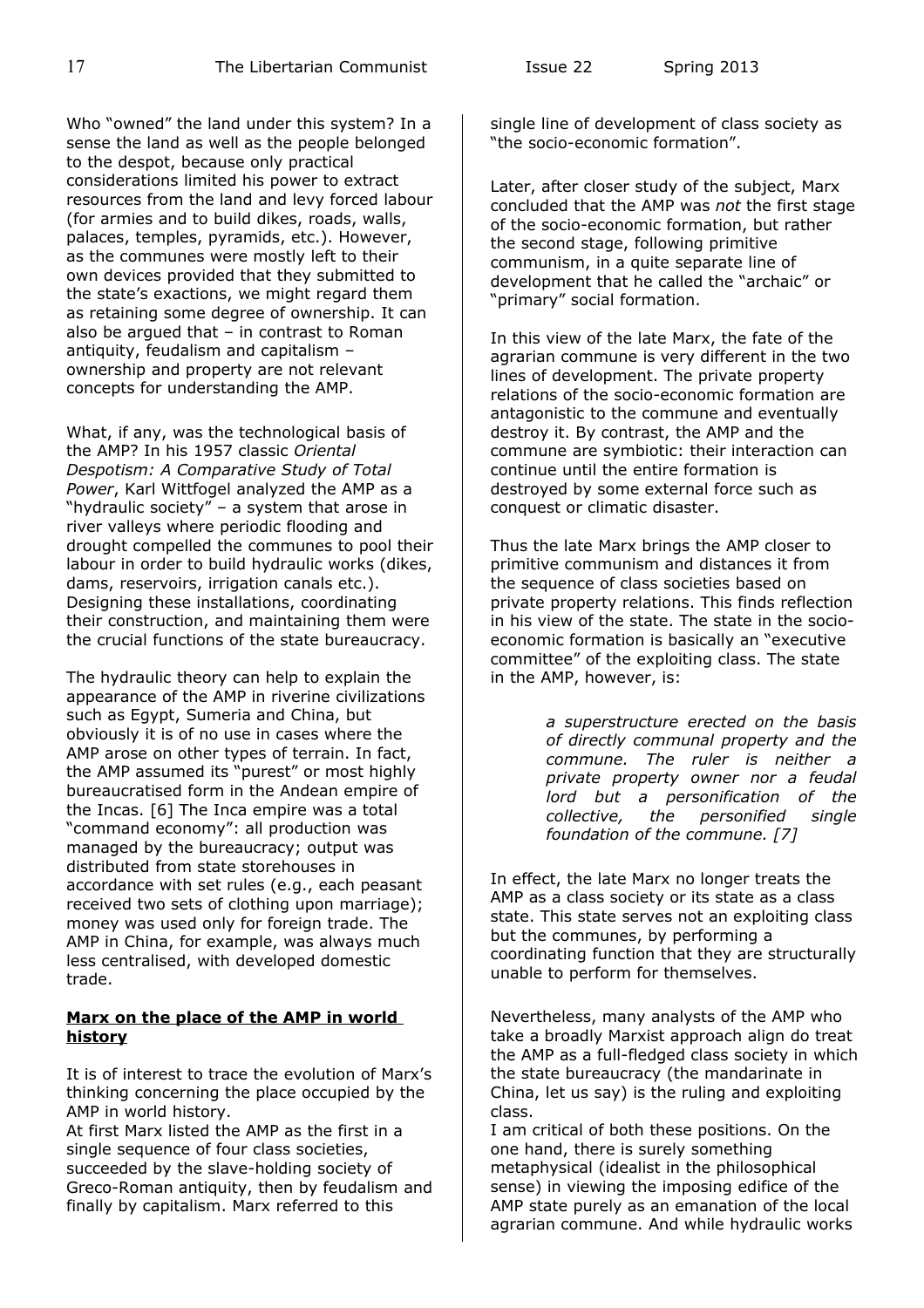Who "owned" the land under this system? In a sense the land as well as the people belonged to the despot, because only practical considerations limited his power to extract resources from the land and levy forced labour (for armies and to build dikes, roads, walls, palaces, temples, pyramids, etc.). However, as the communes were mostly left to their own devices provided that they submitted to the state's exactions, we might regard them as retaining some degree of ownership. It can also be argued that – in contrast to Roman antiquity, feudalism and capitalism – ownership and property are not relevant concepts for understanding the AMP.

What, if any, was the technological basis of the AMP? In his 1957 classic *Oriental Despotism: A Comparative Study of Total Power*, Karl Wittfogel analyzed the AMP as a "hydraulic society" – a system that arose in river valleys where periodic flooding and drought compelled the communes to pool their labour in order to build hydraulic works (dikes, dams, reservoirs, irrigation canals etc.). Designing these installations, coordinating their construction, and maintaining them were the crucial functions of the state bureaucracy.

The hydraulic theory can help to explain the appearance of the AMP in riverine civilizations such as Egypt, Sumeria and China, but obviously it is of no use in cases where the AMP arose on other types of terrain. In fact, the AMP assumed its "purest" or most highly bureaucratised form in the Andean empire of the Incas. [6] The Inca empire was a total "command economy": all production was managed by the bureaucracy; output was distributed from state storehouses in accordance with set rules (e.g., each peasant received two sets of clothing upon marriage); money was used only for foreign trade. The AMP in China, for example, was always much less centralised, with developed domestic trade.

## Marx on the place of the AMP in world history

It is of interest to trace the evolution of Marx's thinking concerning the place occupied by the AMP in world history.

At first Marx listed the AMP as the first in a single sequence of four class societies, succeeded by the slave-holding society of Greco-Roman antiquity, then by feudalism and finally by capitalism. Marx referred to this single line of development of class society as "the socio-economic formation".

Later, after closer study of the subject, Marx concluded that the AMP was *not* the first stage of the socio-economic formation, but rather the second stage, following primitive communism, in a quite separate line of development that he called the "archaic" or "primary" social formation.

In this view of the late Marx, the fate of the agrarian commune is very different in the two lines of development. The private property relations of the socio-economic formation are antagonistic to the commune and eventually destroy it. By contrast, the AMP and the commune are symbiotic: their interaction can continue until the entire formation is destroyed by some external force such as conquest or climatic disaster.

Thus the late Marx brings the AMP closer to primitive communism and distances it from the sequence of class societies based on private property relations. This finds reflection in his view of the state. The state in the socio-economic formation is basically an "executive committee" of the exploiting class. The state in the AMP, however, is:

> *a superstructure erected on the basis of directly communal property and the commune. The ruler is neither a private property owner nor a feudal lord but a personification of the collective, the personified single foundation of the commune. [7]*

In effect, the late Marx no longer treats the AMP as a class society or its state as a class state. This state serves not an exploiting class but the communes, by performing a coordinating function that they are structurally unable to perform for themselves.

Nevertheless, many analysts of the AMP who take a broadly Marxist approach align do treat the AMP as a full-fledged class society in which the state bureaucracy (the mandarinate in China, let us say) is the ruling and exploiting class.

I am critical of both these positions. On the one hand, there is surely something metaphysical (idealist in the philosophical sense) in viewing the imposing edifice of the AMP state purely as an emanation of the local agrarian commune. And while hydraulic works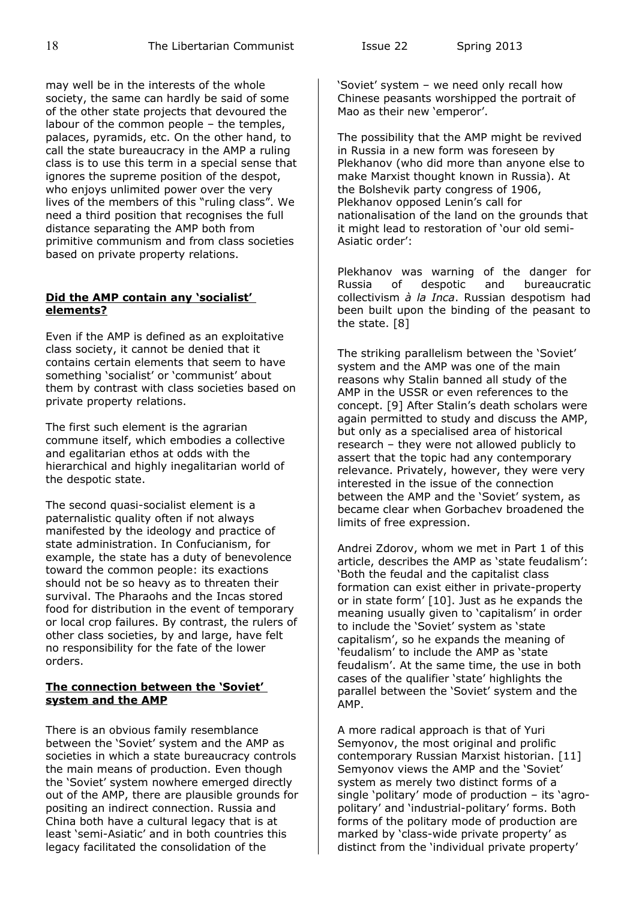may well be in the interests of the whole society, the same can hardly be said of some of the other state projects that devoured the labour of the common people – the temples, palaces, pyramids, etc. On the other hand, to call the state bureaucracy in the AMP a ruling class is to use this term in a special sense that ignores the supreme position of the despot, who enjoys unlimited power over the very lives of the members of this "ruling class". We need a third position that recognises the full distance separating the AMP both from primitive communism and from class societies based on private property relations.

### Did the AMP contain any 'socialist' elements?

Even if the AMP is defined as an exploitative class society, it cannot be denied that it contains certain elements that seem to have something 'socialist' or 'communist' about them by contrast with class societies based on private property relations.

The first such element is the agrarian commune itself, which embodies a collective and egalitarian ethos at odds with the hierarchical and highly inegalitarian world of the despotic state.

The second quasi-socialist element is a paternalistic quality often if not always manifested by the ideology and practice of state administration. In Confucianism, for example, the state has a duty of benevolence toward the common people: its exactions should not be so heavy as to threaten their survival. The Pharaohs and the Incas stored food for distribution in the event of temporary or local crop failures. By contrast, the rulers of other class societies, by and large, have felt no responsibility for the fate of the lower orders.

### The connection between the 'Soviet' system and the AMP

There is an obvious family resemblance between the 'Soviet' system and the AMP as societies in which a state bureaucracy controls the main means of production. Even though the 'Soviet' system nowhere emerged directly out of the AMP, there are plausible grounds for positing an indirect connection. Russia and China both have a cultural legacy that is at least 'semi-Asiatic' and in both countries this legacy facilitated the consolidation of the 'Soviet' system – we need only recall how Chinese peasants worshipped the portrait of Mao as their new 'emperor'.

The possibility that the AMP might be revived in Russia in a new form was foreseen by Plekhanov (who did more than anyone else to make Marxist thought known in Russia). At the Bolshevik party congress of 1906, Plekhanov opposed Lenin's call for nationalisation of the land on the grounds that it might lead to restoration of 'our old semi-Asiatic order':

> Plekhanov was warning of the danger for Russia of despotic and bureaucratic collectivism *à la Inca*. Russian despotism had been built upon the binding of the peasant to the state. [8]

The striking parallelism between the 'Soviet' system and the AMP was one of the main reasons why Stalin banned all study of the AMP in the USSR or even references to the concept. [9] After Stalin's death scholars were again permitted to study and discuss the AMP, but only as a specialised area of historical research – they were not allowed publicly to assert that the topic had any contemporary relevance. Privately, however, they were very interested in the issue of the connection between the AMP and the 'Soviet' system, as became clear when Gorbachev broadened the limits of free expression.

Andrei Zdorov, whom we met in Part 1 of this article, describes the AMP as 'state feudalism': 'Both the feudal and the capitalist class formation can exist either in private-property or in state form' [10]. Just as he expands the meaning usually given to 'capitalism' in order to include the 'Soviet' system as 'state capitalism', so he expands the meaning of 'feudalism' to include the AMP as 'state feudalism'. At the same time, the use in both cases of the qualifier 'state' highlights the parallel between the 'Soviet' system and the AMP.

A more radical approach is that of Yuri Semyonov, the most original and prolific contemporary Russian Marxist historian. [11] Semyonov views the AMP and the 'Soviet' system as merely two distinct forms of a single 'politary' mode of production – its 'agro-politary' and 'industrial-politary' forms. Both forms of the politary mode of production are marked by 'class-wide private property' as distinct from the 'individual private property'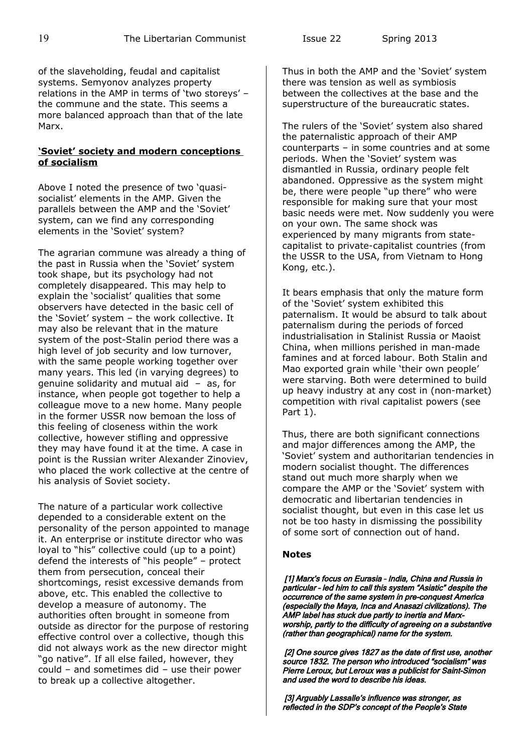of the slaveholding, feudal and capitalist systems. Semyonov analyzes property relations in the AMP in terms of 'two storeys' – the commune and the state. This seems a more balanced approach than that of the late Marx.

## 'Soviet' society and modern conceptions of socialism

Above I noted the presence of two 'quasi-socialist' elements in the AMP. Given the parallels between the AMP and the 'Soviet' system, can we find any corresponding elements in the 'Soviet' system?

The agrarian commune was already a thing of the past in Russia when the 'Soviet' system took shape, but its psychology had not completely disappeared. This may help to explain the 'socialist' qualities that some observers have detected in the basic cell of the 'Soviet' system – the work collective. It may also be relevant that in the mature system of the post-Stalin period there was a high level of job security and low turnover, with the same people working together over many years. This led (in varying degrees) to genuine solidarity and mutual aid – as, for instance, when people got together to help a colleague move to a new home. Many people in the former USSR now bemoan the loss of this feeling of closeness within the work collective, however stifling and oppressive they may have found it at the time. A case in point is the Russian writer Alexander Zinoviev, who placed the work collective at the centre of his analysis of Soviet society.

The nature of a particular work collective depended to a considerable extent on the personality of the person appointed to manage it. An enterprise or institute director who was loyal to "his" collective could (up to a point) defend the interests of "his people" – protect them from persecution, conceal their shortcomings, resist excessive demands from above, etc. This enabled the collective to develop a measure of autonomy. The authorities often brought in someone from outside as director for the purpose of restoring effective control over a collective, though this did not always work as the new director might "go native". If all else failed, however, they could – and sometimes did – use their power to break up a collective altogether.

Thus in both the AMP and the 'Soviet' system there was tension as well as symbiosis between the collectives at the base and the superstructure of the bureaucratic states.

The rulers of the 'Soviet' system also shared the paternalistic approach of their AMP counterparts – in some countries and at some periods. When the 'Soviet' system was dismantled in Russia, ordinary people felt abandoned. Oppressive as the system might be, there were people "up there" who were responsible for making sure that your most basic needs were met. Now suddenly you were on your own. The same shock was experienced by many migrants from state-capitalist to private-capitalist countries (from the USSR to the USA, from Vietnam to Hong Kong, etc.).

It bears emphasis that only the mature form of the 'Soviet' system exhibited this paternalism. It would be absurd to talk about paternalism during the periods of forced industrialisation in Stalinist Russia or Maoist China, when millions perished in man-made famines and at forced labour. Both Stalin and Mao exported grain while 'their own people' were starving. Both were determined to build up heavy industry at any cost in (non-market) competition with rival capitalist powers (see Part 1).

Thus, there are both significant connections and major differences among the AMP, the 'Soviet' system and authoritarian tendencies in modern socialist thought. The differences stand out much more sharply when we compare the AMP or the 'Soviet' system with democratic and libertarian tendencies in socialist thought, but even in this case let us not be too hasty in dismissing the possibility of some sort of connection out of hand.

### Notes

*[1] Marx's focus on Eurasia - India, China and Russia in particular - led him to call this system "Asiatic" despite the occurrence of the same system in pre-conquest America (especially the Maya, Inca and Anasazi civilizations). The AMP label has stuck due partly to inertia and Marx-worship, partly to the difficulty of agreeing on a substantive (rather than geographical) name for the system.*

*[2] One source gives 1827 as the date of first use, another source 1832. The person who introduced "socialism" was Pierre Leroux, but Leroux was a publicist for Saint-Simon and used the word to describe his ideas.*

*[3] Arguably Lassalle's influence was stronger, as reflected in the SDP's concept of the People's State*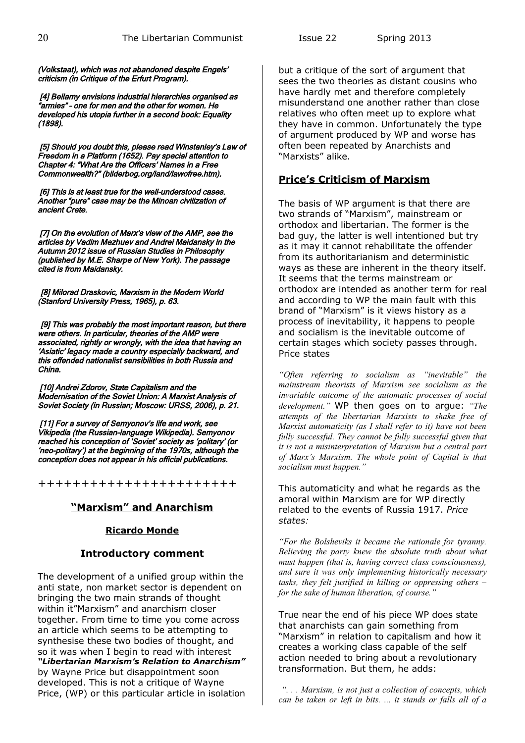*(Volkstaat), which was not abandoned despite Engels' criticism (in Critique of the Erfurt Program).*

*[4] Bellamy envisions industrial hierarchies organised as "armies" - one for men and the other for women. He developed his utopia further in a second book: Equality (1898).*

*[5] Should you doubt this, please read Winstanley's Law of Freedom in a Platform (1652). Pay special attention to Chapter 4: "What Are the Officers' Names in a Free Commonwealth?" (bilderbog.org/land/lawofree.htm).*

*[6] This is at least true for the well-understood cases. Another "pure" case may be the Minoan civilization of ancient Crete.*

*[7] On the evolution of Marx's view of the AMP, see the articles by Vadim Mezhuev and Andrei Maidansky in the Autumn 2012 issue of Russian Studies in Philosophy (published by M.E. Sharpe of New York). The passage cited is from Maidansky.*

*[8] Milorad Draskovic, Marxism in the Modern World (Stanford University Press, 1965), p. 63.*

*[9] This was probably the most important reason, but there were others. In particular, theories of the AMP were associated, rightly or wrongly, with the idea that having an 'Asiatic' legacy made a country especially backward, and this offended nationalist sensibilities in both Russia and China.*

*[10] Andrei Zdorov, State Capitalism and the Modernisation of the Soviet Union: A Marxist Analysis of Soviet Society (in Russian; Moscow: URSS, 2006), p. 21.*

*[11] For a survey of Semyonov's life and work, see Vikipedia (the Russian-language Wikipedia). Semyonov reached his conception of 'Soviet' society as 'politary' (or 'neo-politary') at the beginning of the 1970s, although the conception does not appear in his official publications.*

++++++++++++++++++++++

## "Marxism" and Anarchism

### Ricardo Monde

### Introductory comment

The development of a unified group within the anti state, non market sector is dependent on bringing the two main strands of thought within it"Marxism" and anarchism closer together. From time to time you come across an article which seems to be attempting to synthesise these two bodies of thought, and so it was when I begin to read with interest ***"Libertarian Marxism's Relation to Anarchism"*** by Wayne Price but disappointment soon developed. This is not a critique of Wayne Price, (WP) or this particular article in isolation but a critique of the sort of argument that sees the two theories as distant cousins who have hardly met and therefore completely misunderstand one another rather than close relatives who often meet up to explore what they have in common. Unfortunately the type of argument produced by WP and worse has often been repeated by Anarchists and "Marxists" alike.

### Price's Criticism of Marxism

The basis of WP argument is that there are two strands of "Marxism", mainstream or orthodox and libertarian. The former is the bad guy, the latter is well intentioned but try as it may it cannot rehabilitate the offender from its authoritarianism and deterministic ways as these are inherent in the theory itself. It seems that the terms mainstream or orthodox are intended as another term for real and according to WP the main fault with this brand of "Marxism" is it views history as a process of inevitability, it happens to people and socialism is the inevitable outcome of certain stages which society passes through. Price states

*"Often referring to socialism as "inevitable" the mainstream theorists of Marxism see socialism as the invariable outcome of the automatic processes of social development."* WP then goes on to argue: *"The attempts of the libertarian Marxists to shake free of Marxist automaticity (as I shall refer to it) have not been fully successful. They cannot be fully successful given that it is not a misinterpretation of Marxism but a central part of Marx's Marxism. The whole point of Capital is that socialism must happen."*

This automaticity and what he regards as the amoral within Marxism are for WP directly related to the events of Russia 1917. *Price states:*

*"For the Bolsheviks it became the rationale for tyranny. Believing the party knew the absolute truth about what must happen (that is, having correct class consciousness), and sure it was only implementing historically necessary tasks, they felt justified in killing or oppressing others – for the sake of human liberation, of course."*

True near the end of his piece WP does state that anarchists can gain something from "Marxism" in relation to capitalism and how it creates a working class capable of the self action needed to bring about a revolutionary transformation. But them, he adds:

*". . . Marxism, is not just a collection of concepts, which can be taken or left in bits. ... it stands or falls all of a*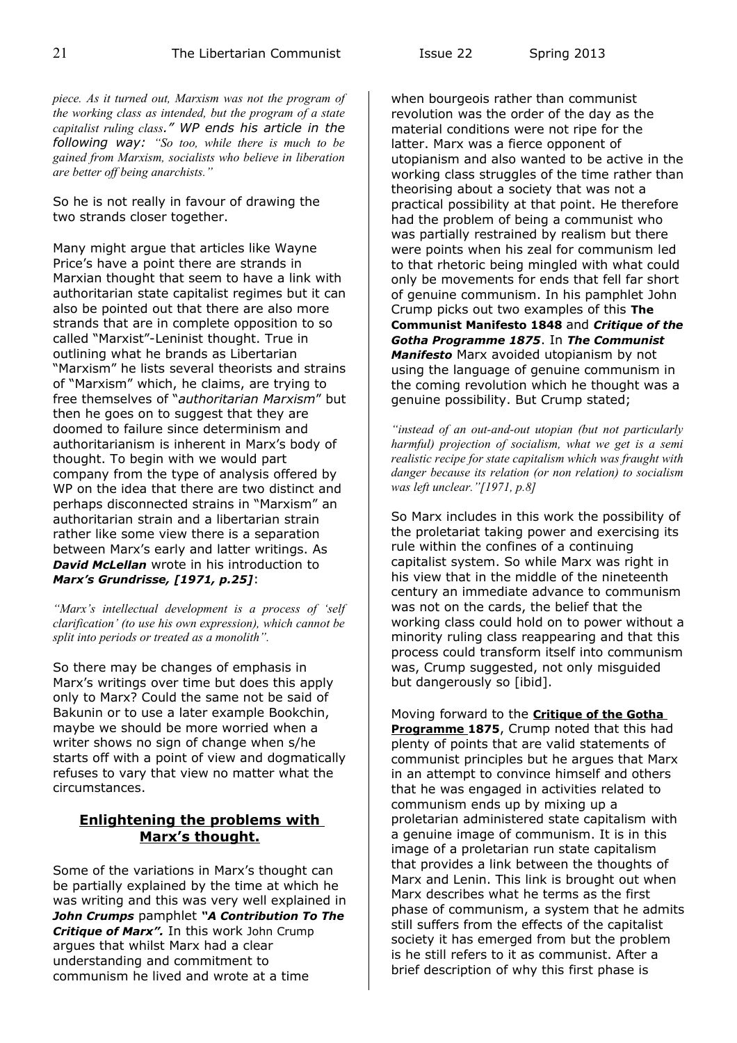*piece. As it turned out, Marxism was not the program of the working class as intended, but the program of a state capitalist ruling class." WP ends his article in the following way: "So too, while there is much to be gained from Marxism, socialists who believe in liberation are better off being anarchists."*

So he is not really in favour of drawing the two strands closer together.

Many might argue that articles like Wayne Price's have a point there are strands in Marxian thought that seem to have a link with authoritarian state capitalist regimes but it can also be pointed out that there are also more strands that are in complete opposition to so called "Marxist"-Leninist thought. True in outlining what he brands as Libertarian "Marxism" he lists several theorists and strains of "Marxism" which, he claims, are trying to free themselves of "*authoritarian Marxism*" but then he goes on to suggest that they are doomed to failure since determinism and authoritarianism is inherent in Marx's body of thought. To begin with we would part company from the type of analysis offered by WP on the idea that there are two distinct and perhaps disconnected strains in "Marxism" an authoritarian strain and a libertarian strain rather like some view there is a separation between Marx's early and latter writings. As ***David McLellan*** wrote in his introduction to ***Marx's Grundrisse, [1971, p.25]***:

*"Marx's intellectual development is a process of 'self clarification' (to use his own expression), which cannot be split into periods or treated as a monolith".*

So there may be changes of emphasis in Marx's writings over time but does this apply only to Marx? Could the same not be said of Bakunin or to use a later example Bookchin, maybe we should be more worried when a writer shows no sign of change when s/he starts off with a point of view and dogmatically refuses to vary that view no matter what the circumstances.

## Enlightening the problems with Marx's thought.

Some of the variations in Marx's thought can be partially explained by the time at which he was writing and this was very well explained in ***John Crumps*** pamphlet ***"A Contribution To The Critique of Marx".*** In this work John Crump argues that whilst Marx had a clear understanding and commitment to communism he lived and wrote at a time when bourgeois rather than communist revolution was the order of the day as the material conditions were not ripe for the latter. Marx was a fierce opponent of utopianism and also wanted to be active in the working class struggles of the time rather than theorising about a society that was not a practical possibility at that point. He therefore had the problem of being a communist who was partially restrained by realism but there were points when his zeal for communism led to that rhetoric being mingled with what could only be movements for ends that fell far short of genuine communism. In his pamphlet John Crump picks out two examples of this **The Communist Manifesto 1848** and ***Critique of the Gotha Programme 1875***. In ***The Communist Manifesto*** Marx avoided utopianism by not using the language of genuine communism in the coming revolution which he thought was a genuine possibility. But Crump stated;

*"instead of an out-and-out utopian (but not particularly harmful) projection of socialism, what we get is a semi realistic recipe for state capitalism which was fraught with danger because its relation (or non relation) to socialism was left unclear."[1971, p.8]*

So Marx includes in this work the possibility of the proletariat taking power and exercising its rule within the confines of a continuing capitalist system. So while Marx was right in his view that in the middle of the nineteenth century an immediate advance to communism was not on the cards, the belief that the working class could hold on to power without a minority ruling class reappearing and that this process could transform itself into communism was, Crump suggested, not only misguided but dangerously so [ibid].

Moving forward to the **Critique of the Gotha Programme 1875**, Crump noted that this had plenty of points that are valid statements of communist principles but he argues that Marx in an attempt to convince himself and others that he was engaged in activities related to communism ends up by mixing up a proletarian administered state capitalism with a genuine image of communism. It is in this image of a proletarian run state capitalism that provides a link between the thoughts of Marx and Lenin. This link is brought out when Marx describes what he terms as the first phase of communism, a system that he admits still suffers from the effects of the capitalist society it has emerged from but the problem is he still refers to it as communist. After a brief description of why this first phase is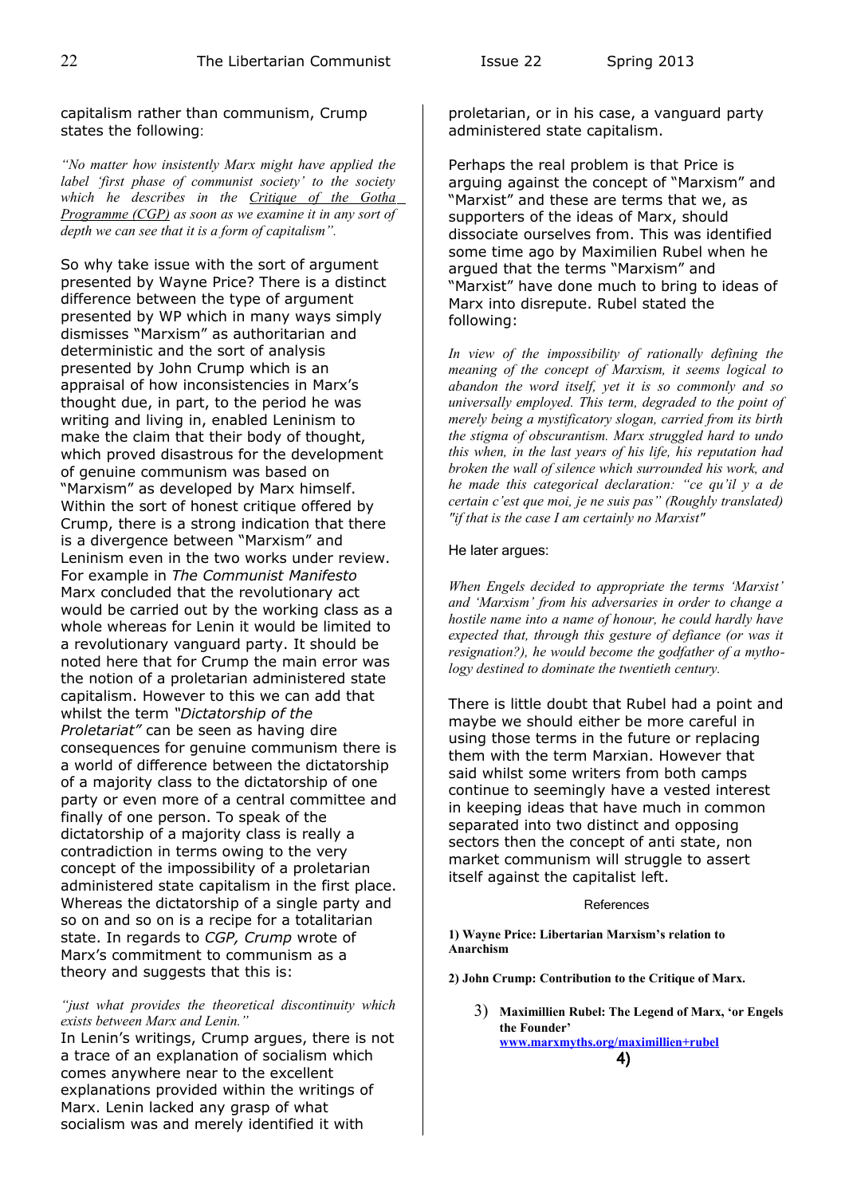capitalism rather than communism, Crump states the following:

*"No matter how insistently Marx might have applied the label 'first phase of communist society' to the society which he describes in the Critique of the Gotha Programme (CGP) as soon as we examine it in any sort of depth we can see that it is a form of capitalism".*

So why take issue with the sort of argument presented by Wayne Price? There is a distinct difference between the type of argument presented by WP which in many ways simply dismisses "Marxism" as authoritarian and deterministic and the sort of analysis presented by John Crump which is an appraisal of how inconsistencies in Marx's thought due, in part, to the period he was writing and living in, enabled Leninism to make the claim that their body of thought, which proved disastrous for the development of genuine communism was based on "Marxism" as developed by Marx himself. Within the sort of honest critique offered by Crump, there is a strong indication that there is a divergence between "Marxism" and Leninism even in the two works under review. For example in *The Communist Manifesto* Marx concluded that the revolutionary act would be carried out by the working class as a whole whereas for Lenin it would be limited to a revolutionary vanguard party. It should be noted here that for Crump the main error was the notion of a proletarian administered state capitalism. However to this we can add that whilst the term *"Dictatorship of the Proletariat"* can be seen as having dire consequences for genuine communism there is a world of difference between the dictatorship of a majority class to the dictatorship of one party or even more of a central committee and finally of one person. To speak of the dictatorship of a majority class is really a contradiction in terms owing to the very concept of the impossibility of a proletarian administered state capitalism in the first place. Whereas the dictatorship of a single party and so on and so on is a recipe for a totalitarian state. In regards to *CGP, Crump* wrote of Marx's commitment to communism as a theory and suggests that this is:

*"just what provides the theoretical discontinuity which exists between Marx and Lenin."*

In Lenin's writings, Crump argues, there is not a trace of an explanation of socialism which comes anywhere near to the excellent explanations provided within the writings of Marx. Lenin lacked any grasp of what socialism was and merely identified it with proletarian, or in his case, a vanguard party administered state capitalism.

Perhaps the real problem is that Price is arguing against the concept of "Marxism" and "Marxist" and these are terms that we, as supporters of the ideas of Marx, should dissociate ourselves from. This was identified some time ago by Maximilien Rubel when he argued that the terms "Marxism" and "Marxist" have done much to bring to ideas of Marx into disrepute. Rubel stated the following:

*In view of the impossibility of rationally defining the meaning of the concept of Marxism, it seems logical to abandon the word itself, yet it is so commonly and so universally employed. This term, degraded to the point of merely being a mystificatory slogan, carried from its birth the stigma of obscurantism. Marx struggled hard to undo this when, in the last years of his life, his reputation had broken the wall of silence which surrounded his work, and he made this categorical declaration: "ce qu'il y a de certain c'est que moi, je ne suis pas" (Roughly translated) "if that is the case I am certainly no Marxist"*

He later argues:

*When Engels decided to appropriate the terms 'Marxist' and 'Marxism' from his adversaries in order to change a hostile name into a name of honour, he could hardly have expected that, through this gesture of defiance (or was it resignation?), he would become the godfather of a mythology destined to dominate the twentieth century.*

There is little doubt that Rubel had a point and maybe we should either be more careful in using those terms in the future or replacing them with the term Marxian. However that said whilst some writers from both camps continue to seemingly have a vested interest in keeping ideas that have much in common separated into two distinct and opposing sectors then the concept of anti state, non market communism will struggle to assert itself against the capitalist left.

References

**1) Wayne Price: Libertarian Marxism's relation to Anarchism**

**2) John Crump: Contribution to the Critique of Marx.**

3) **Maximillien Rubel: The Legend of Marx, 'or Engels the Founder'**
**www.marxmyths.org/maximillien+rubel**

**4)**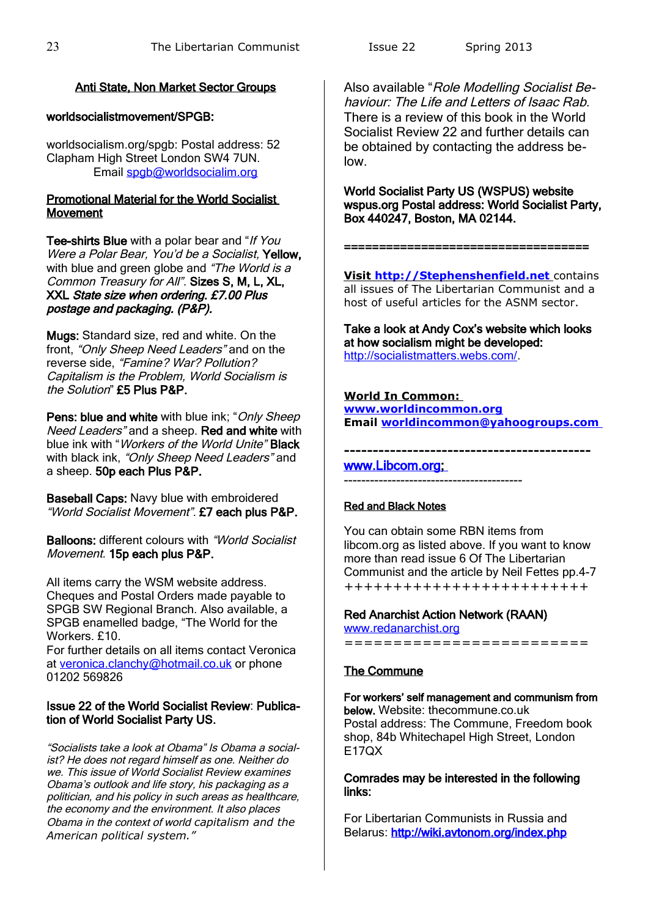## Anti State, Non Market Sector Groups

**worldsocialistmovement/SPGB:**

worldsocialism.org/spgb: Postal address: 52 Clapham High Street London SW4 7UN.
Email spgb@worldsocialim.org

**Promotional Material for the World Socialist Movement**

**Tee-shirts Blue** with a polar bear and "*If You Were a Polar Bear, You'd be a Socialist,* **Yellow,** with blue and green globe and *"The World is a Common Treasury for All"*. **Sizes S, M, L, XL, XXL** ***State size when ordering. £7.00 Plus postage and packaging. (P&P).***

**Mugs:** Standard size, red and white. On the front, *"Only Sheep Need Leaders"* and on the reverse side, *"Famine? War? Pollution? Capitalism is the Problem, World Socialism is the Solution*" **£5 Plus P&P.**

**Pens: blue and white** with blue ink; "*Only Sheep Need Leaders"* and a sheep. **Red and white** with blue ink with "*Workers of the World Unite"* **Black** with black ink, *"Only Sheep Need Leaders"* and a sheep. **50p each Plus P&P.**

**Baseball Caps:** Navy blue with embroidered *"World Socialist Movement"*. **£7 each plus P&P.**

**Balloons:** different colours with *"World Socialist Movement.* **15p each plus P&P.**

All items carry the WSM website address. Cheques and Postal Orders made payable to SPGB SW Regional Branch. Also available, a SPGB enamelled badge, "The World for the Workers. £10.
For further details on all items contact Veronica at veronica.clanchy@hotmail.co.uk or phone 01202 569826

**Issue 22 of the World Socialist Review**: **Publication of World Socialist Party US.**

*"Socialists take a look at Obama" Is Obama a socialist? He does not regard himself as one. Neither do we. This issue of World Socialist Review examines Obama's outlook and life story, his packaging as a politician, and his policy in such areas as healthcare, the economy and the environment. It also places Obama in the context of world capitalism and the American political system."*

Also available "*Role Modelling Socialist Behaviour: The Life and Letters of Isaac Rab.* There is a review of this book in the World Socialist Review 22 and further details can be obtained by contacting the address below.

**World Socialist Party US (WSPUS) website wspus.org Postal address: World Socialist Party, Box 440247, Boston, MA 02144.**

===================================

**Visit http://Stephenshenfield.net** contains all issues of The Libertarian Communist and a host of useful articles for the ASNM sector.

**Take a look at Andy Cox's website which looks at how socialism might be developed:** http://socialistmatters.webs.com/.

**World In Common:**
**www.worldincommon.org**
**Email worldincommon@yahoogroups.com**

-------------------------------------------

www.Libcom.org;

----------------------------------------

**Red and Black Notes**

You can obtain some RBN items from libcom.org as listed above. If you want to know more than read issue 6 Of The Libertarian Communist and the article by Neil Fettes pp.4-7
++++++++++++++++++++++++

**Red Anarchist Action Network (RAAN)**
www.redanarchist.org
========================

**The Commune**

**For workers' self management and communism from below.** Website: thecommune.co.uk
Postal address: The Commune, Freedom book shop, 84b Whitechapel High Street, London E17QX

**Comrades may be interested in the following links:**

For Libertarian Communists in Russia and Belarus: **http://wiki.avtonom.org/index.php**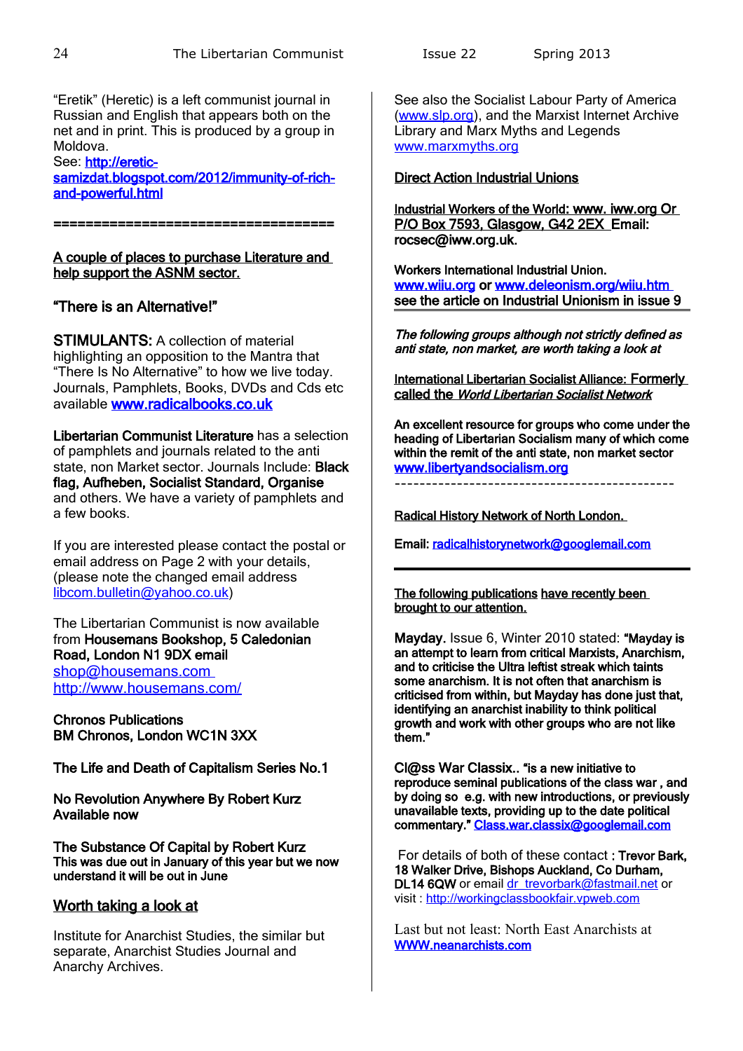"Eretik" (Heretic) is a left communist journal in Russian and English that appears both on the net and in print. This is produced by a group in Moldova.
See: **http://eretic-samizdat.blogspot.com/2012/immunity-of-rich-and-powerful.html**

==================================

**A couple of places to purchase Literature and help support the ASNM sector.**

## "There is an Alternative!"

**STIMULANTS:** A collection of material highlighting an opposition to the Mantra that "There Is No Alternative" to how we live today. Journals, Pamphlets, Books, DVDs and Cds etc available **www.radicalbooks.co.uk**

**Libertarian Communist Literature** has a selection of pamphlets and journals related to the anti state, non Market sector. Journals Include: **Black flag, Aufheben, Socialist Standard, Organise** and others. We have a variety of pamphlets and a few books.

If you are interested please contact the postal or email address on Page 2 with your details, (please note the changed email address libcom.bulletin@yahoo.co.uk)

The Libertarian Communist is now available from **Housemans Bookshop, 5 Caledonian Road, London N1 9DX email** shop@housemans.com
http://www.housemans.com/

**Chronos Publications**
**BM Chronos, London WC1N 3XX**

**The Life and Death of Capitalism Series No.1**

**No Revolution Anywhere By Robert Kurz**
**Available now**

**The Substance Of Capital by Robert Kurz**
**This was due out in January of this year but we now understand it will be out in June**

## Worth taking a look at

Institute for Anarchist Studies, the similar but separate, Anarchist Studies Journal and Anarchy Archives.

See also the Socialist Labour Party of America (www.slp.org), and the Marxist Internet Archive Library and Marx Myths and Legends www.marxmyths.org

**Direct Action Industrial Unions**

**Industrial Workers of the World: www. iww.org Or P/O Box 7593, Glasgow, G42 2EX Email: rocsec@iww.org.uk.**

**Workers International Industrial Union.**
**www.wiiu.org or www.deleonism.org/wiiu.htm see the article on Industrial Unionism in issue 9**

***The following groups although not strictly defined as anti state, non market, are worth taking a look at***

**International Libertarian Socialist Alliance: Formerly called the *World Libertarian Socialist Network***

**An excellent resource for groups who come under the heading of Libertarian Socialism many of which come within the remit of the anti state, non market sector www.libertyandsocialism.org**

--------------------------------------------

**Radical History Network of North London.**

**Email: radicalhistorynetwork@googlemail.com**

---

**The following publications have recently been brought to our attention.**

**Mayday.** Issue 6, Winter 2010 stated: **"Mayday is an attempt to learn from critical Marxists, Anarchism, and to criticise the Ultra leftist streak which taints some anarchism. It is not often that anarchism is criticised from within, but Mayday has done just that, identifying an anarchist inability to think political growth and work with other groups who are not like them."**

**Cl@ss War Classix.. "is a new initiative to reproduce seminal publications of the class war , and by doing so e.g. with new introductions, or previously unavailable texts, providing up to the date political commentary." Class.war.classix@googlemail.com**

For details of both of these contact : **Trevor Bark, 18 Walker Drive, Bishops Auckland, Co Durham, DL14 6QW** or email dr_trevorbark@fastmail.net or visit : http://workingclassbookfair.vpweb.com

Last but not least: North East Anarchists at **WWW.neanarchists.com**